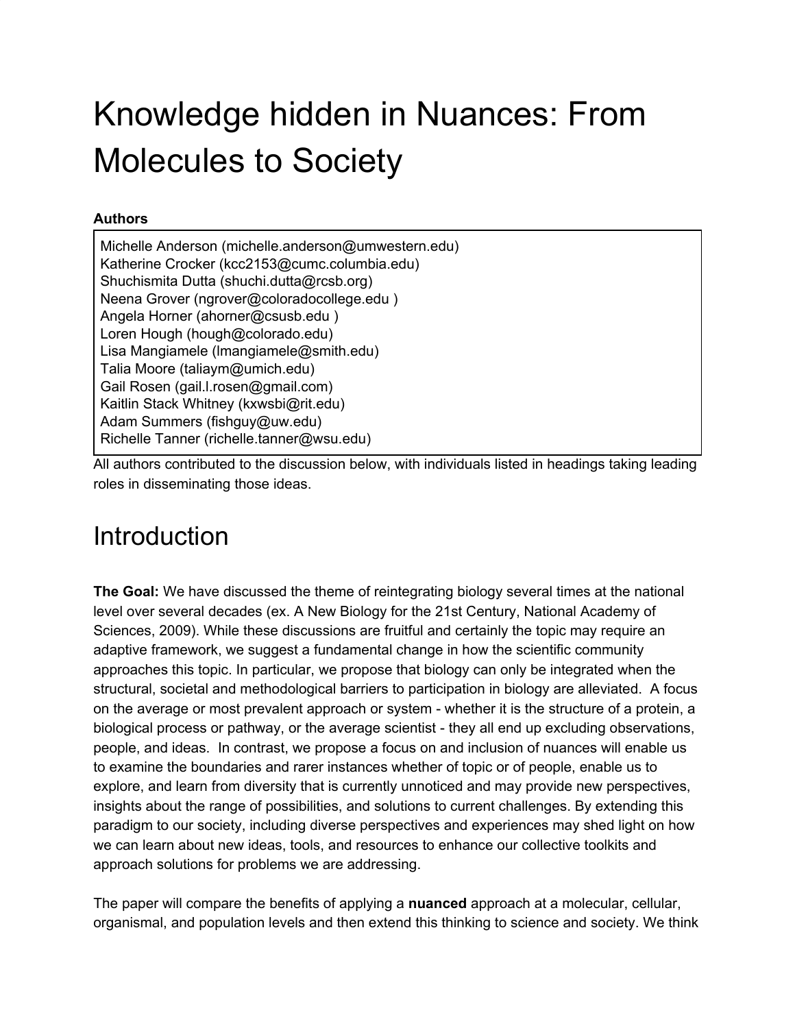# Knowledge hidden in Nuances: From Molecules to Society

**Authors**

Michelle Anderson (michelle.anderson@umwestern.edu)
Katherine Crocker (kcc2153@cumc.columbia.edu)
Shuchismita Dutta (shuchi.dutta@rcsb.org)
Neena Grover (ngrover@coloradocollege.edu )
Angela Horner (ahorner@csusb.edu )
Loren Hough (hough@colorado.edu)
Lisa Mangiamele (lmangiamele@smith.edu)
Talia Moore (taliaym@umich.edu)
Gail Rosen (gail.l.rosen@gmail.com)
Kaitlin Stack Whitney (kxwsbi@rit.edu)
Adam Summers (fishguy@uw.edu)
Richelle Tanner (richelle.tanner@wsu.edu)

All authors contributed to the discussion below, with individuals listed in headings taking leading roles in disseminating those ideas.

## Introduction

**The Goal:** We have discussed the theme of reintegrating biology several times at the national level over several decades (ex. A New Biology for the 21st Century, National Academy of Sciences, 2009). While these discussions are fruitful and certainly the topic may require an adaptive framework, we suggest a fundamental change in how the scientific community approaches this topic. In particular, we propose that biology can only be integrated when the structural, societal and methodological barriers to participation in biology are alleviated. A focus on the average or most prevalent approach or system - whether it is the structure of a protein, a biological process or pathway, or the average scientist - they all end up excluding observations, people, and ideas. In contrast, we propose a focus on and inclusion of nuances will enable us to examine the boundaries and rarer instances whether of topic or of people, enable us to explore, and learn from diversity that is currently unnoticed and may provide new perspectives, insights about the range of possibilities, and solutions to current challenges. By extending this paradigm to our society, including diverse perspectives and experiences may shed light on how we can learn about new ideas, tools, and resources to enhance our collective toolkits and approach solutions for problems we are addressing.

The paper will compare the benefits of applying a **nuanced** approach at a molecular, cellular, organismal, and population levels and then extend this thinking to science and society. We think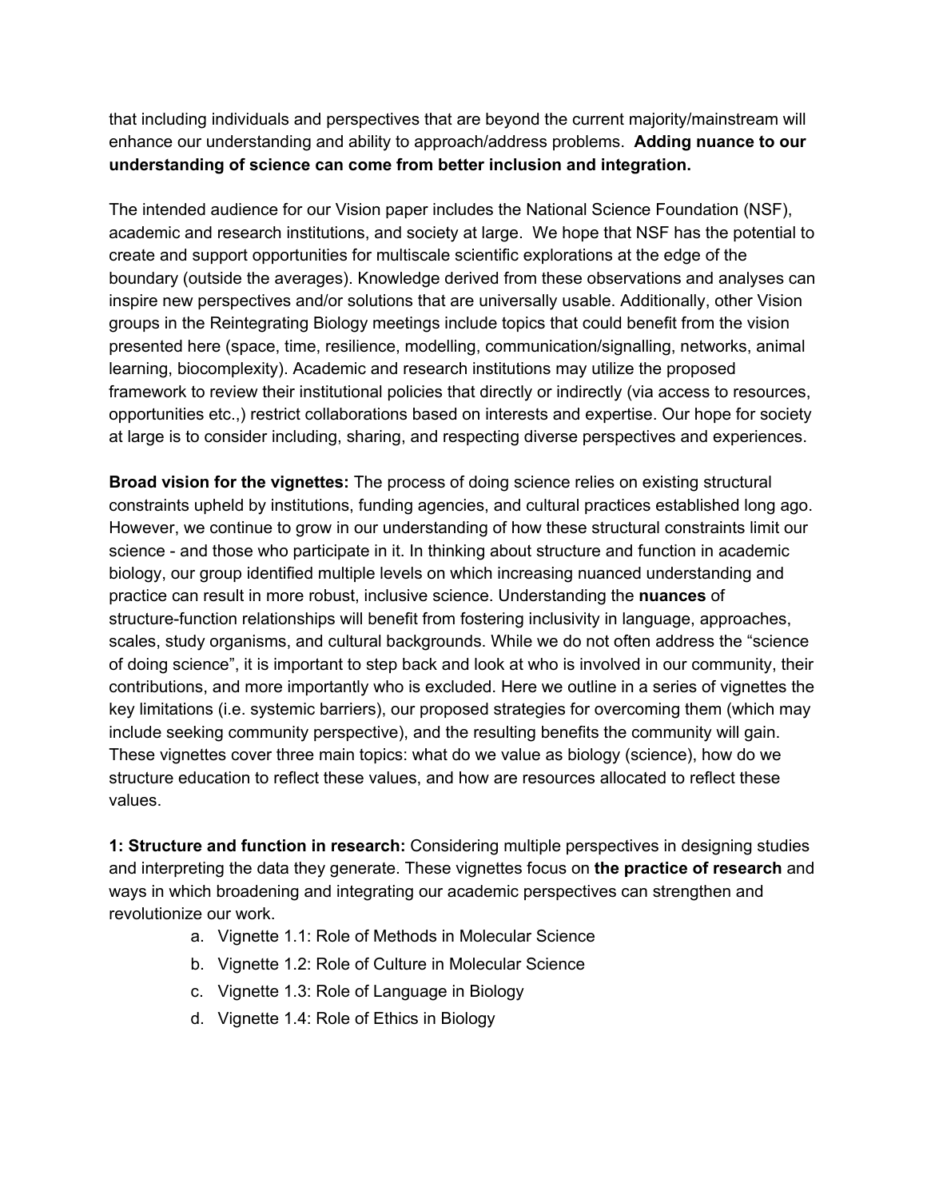that including individuals and perspectives that are beyond the current majority/mainstream will enhance our understanding and ability to approach/address problems. **Adding nuance to our understanding of science can come from better inclusion and integration.**

The intended audience for our Vision paper includes the National Science Foundation (NSF), academic and research institutions, and society at large. We hope that NSF has the potential to create and support opportunities for multiscale scientific explorations at the edge of the boundary (outside the averages). Knowledge derived from these observations and analyses can inspire new perspectives and/or solutions that are universally usable. Additionally, other Vision groups in the Reintegrating Biology meetings include topics that could benefit from the vision presented here (space, time, resilience, modelling, communication/signalling, networks, animal learning, biocomplexity). Academic and research institutions may utilize the proposed framework to review their institutional policies that directly or indirectly (via access to resources, opportunities etc.,) restrict collaborations based on interests and expertise. Our hope for society at large is to consider including, sharing, and respecting diverse perspectives and experiences.

**Broad vision for the vignettes:** The process of doing science relies on existing structural constraints upheld by institutions, funding agencies, and cultural practices established long ago. However, we continue to grow in our understanding of how these structural constraints limit our science - and those who participate in it. In thinking about structure and function in academic biology, our group identified multiple levels on which increasing nuanced understanding and practice can result in more robust, inclusive science. Understanding the **nuances** of structure-function relationships will benefit from fostering inclusivity in language, approaches, scales, study organisms, and cultural backgrounds. While we do not often address the "science of doing science", it is important to step back and look at who is involved in our community, their contributions, and more importantly who is excluded. Here we outline in a series of vignettes the key limitations (i.e. systemic barriers), our proposed strategies for overcoming them (which may include seeking community perspective), and the resulting benefits the community will gain. These vignettes cover three main topics: what do we value as biology (science), how do we structure education to reflect these values, and how are resources allocated to reflect these values.

**1: Structure and function in research:** Considering multiple perspectives in designing studies and interpreting the data they generate. These vignettes focus on **the practice of research** and ways in which broadening and integrating our academic perspectives can strengthen and revolutionize our work.

a. Vignette 1.1: Role of Methods in Molecular Science
b. Vignette 1.2: Role of Culture in Molecular Science
c. Vignette 1.3: Role of Language in Biology
d. Vignette 1.4: Role of Ethics in Biology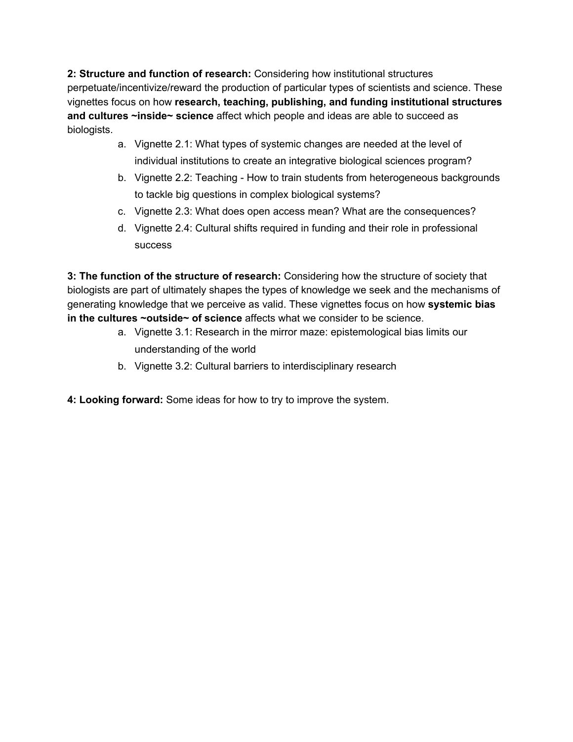**2: Structure and function of research:** Considering how institutional structures perpetuate/incentivize/reward the production of particular types of scientists and science. These vignettes focus on how **research, teaching, publishing, and funding institutional structures and cultures ~inside~ science** affect which people and ideas are able to succeed as biologists.

a. Vignette 2.1: What types of systemic changes are needed at the level of individual institutions to create an integrative biological sciences program?
b. Vignette 2.2: Teaching - How to train students from heterogeneous backgrounds to tackle big questions in complex biological systems?
c. Vignette 2.3: What does open access mean? What are the consequences?
d. Vignette 2.4: Cultural shifts required in funding and their role in professional success

**3: The function of the structure of research:** Considering how the structure of society that biologists are part of ultimately shapes the types of knowledge we seek and the mechanisms of generating knowledge that we perceive as valid. These vignettes focus on how **systemic bias in the cultures ~outside~ of science** affects what we consider to be science.

a. Vignette 3.1: Research in the mirror maze: epistemological bias limits our understanding of the world
b. Vignette 3.2: Cultural barriers to interdisciplinary research

**4: Looking forward:** Some ideas for how to try to improve the system.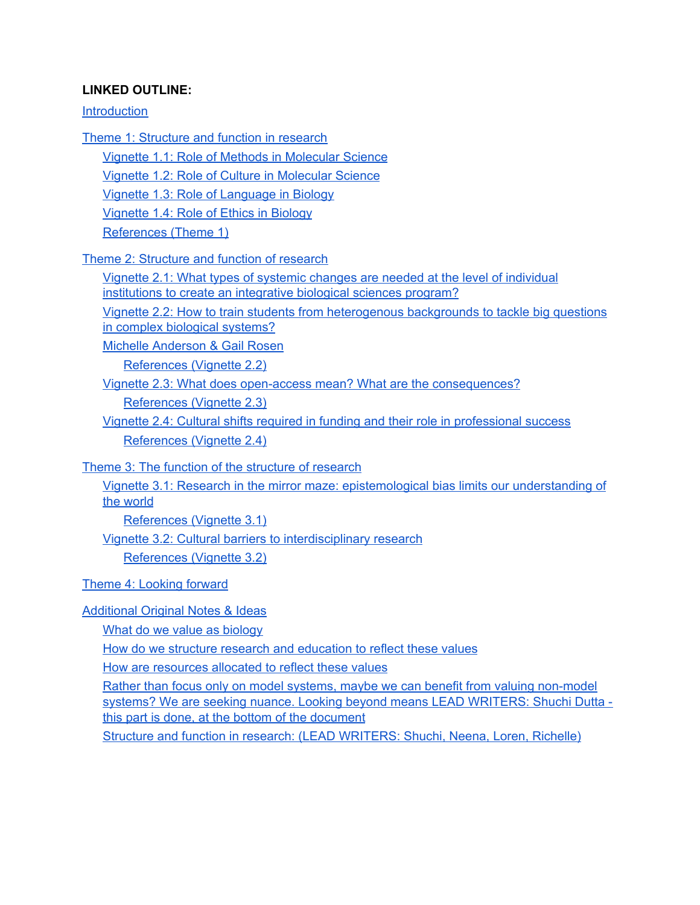**LINKED OUTLINE:**

Introduction

Theme 1: Structure and function in research

- Vignette 1.1: Role of Methods in Molecular Science
- Vignette 1.2: Role of Culture in Molecular Science
- Vignette 1.3: Role of Language in Biology
- Vignette 1.4: Role of Ethics in Biology
- References (Theme 1)

Theme 2: Structure and function of research

- Vignette 2.1: What types of systemic changes are needed at the level of individual institutions to create an integrative biological sciences program?
- Vignette 2.2: How to train students from heterogenous backgrounds to tackle big questions in complex biological systems?
- Michelle Anderson & Gail Rosen
    - References (Vignette 2.2)
- Vignette 2.3: What does open-access mean? What are the consequences?
    - References (Vignette 2.3)
- Vignette 2.4: Cultural shifts required in funding and their role in professional success
    - References (Vignette 2.4)

Theme 3: The function of the structure of research

- Vignette 3.1: Research in the mirror maze: epistemological bias limits our understanding of the world
    - References (Vignette 3.1)
- Vignette 3.2: Cultural barriers to interdisciplinary research
    - References (Vignette 3.2)

Theme 4: Looking forward

Additional Original Notes & Ideas

- What do we value as biology
- How do we structure research and education to reflect these values
- How are resources allocated to reflect these values
- Rather than focus only on model systems, maybe we can benefit from valuing non-model systems? We are seeking nuance. Looking beyond means LEAD WRITERS: Shuchi Dutta - this part is done, at the bottom of the document
- Structure and function in research: (LEAD WRITERS: Shuchi, Neena, Loren, Richelle)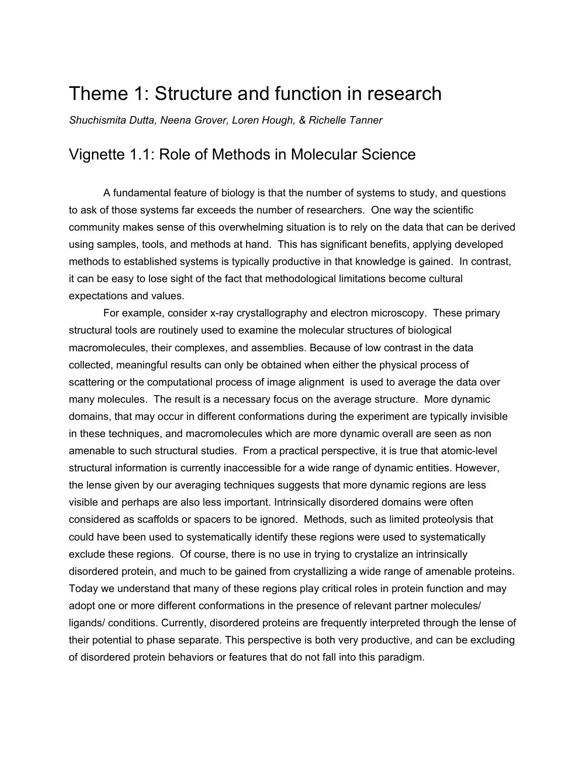# Theme 1: Structure and function in research

*Shuchismita Dutta, Neena Grover, Loren Hough, & Richelle Tanner*

## Vignette 1.1: Role of Methods in Molecular Science

A fundamental feature of biology is that the number of systems to study, and questions to ask of those systems far exceeds the number of researchers. One way the scientific community makes sense of this overwhelming situation is to rely on the data that can be derived using samples, tools, and methods at hand. This has significant benefits, applying developed methods to established systems is typically productive in that knowledge is gained. In contrast, it can be easy to lose sight of the fact that methodological limitations become cultural expectations and values.

For example, consider x-ray crystallography and electron microscopy. These primary structural tools are routinely used to examine the molecular structures of biological macromolecules, their complexes, and assemblies. Because of low contrast in the data collected, meaningful results can only be obtained when either the physical process of scattering or the computational process of image alignment is used to average the data over many molecules. The result is a necessary focus on the average structure. More dynamic domains, that may occur in different conformations during the experiment are typically invisible in these techniques, and macromolecules which are more dynamic overall are seen as non amenable to such structural studies. From a practical perspective, it is true that atomic-level structural information is currently inaccessible for a wide range of dynamic entities. However, the lense given by our averaging techniques suggests that more dynamic regions are less visible and perhaps are also less important. Intrinsically disordered domains were often considered as scaffolds or spacers to be ignored. Methods, such as limited proteolysis that could have been used to systematically identify these regions were used to systematically exclude these regions. Of course, there is no use in trying to crystalize an intrinsically disordered protein, and much to be gained from crystallizing a wide range of amenable proteins. Today we understand that many of these regions play critical roles in protein function and may adopt one or more different conformations in the presence of relevant partner molecules/ ligands/ conditions. Currently, disordered proteins are frequently interpreted through the lense of their potential to phase separate. This perspective is both very productive, and can be excluding of disordered protein behaviors or features that do not fall into this paradigm.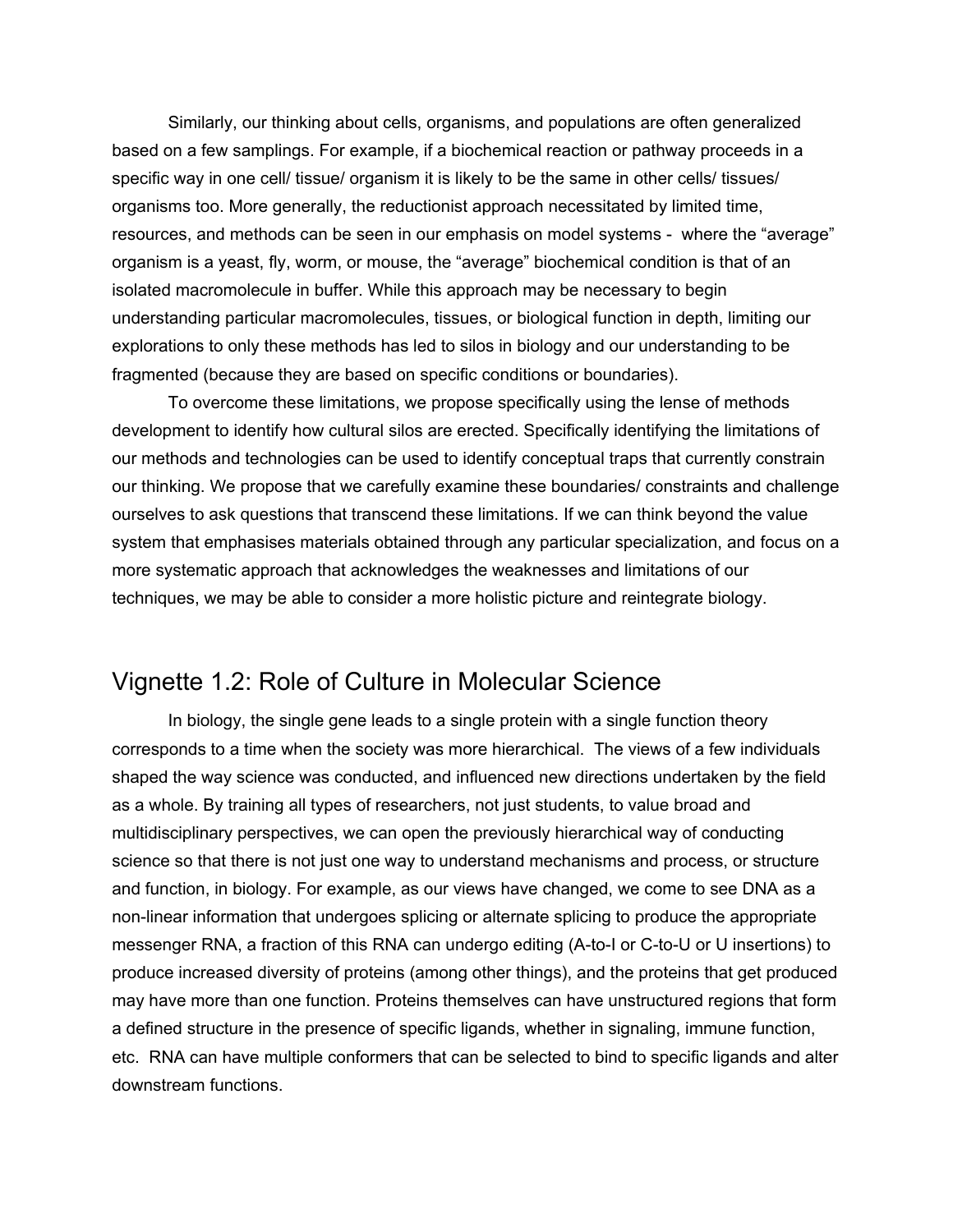Similarly, our thinking about cells, organisms, and populations are often generalized based on a few samplings. For example, if a biochemical reaction or pathway proceeds in a specific way in one cell/ tissue/ organism it is likely to be the same in other cells/ tissues/ organisms too. More generally, the reductionist approach necessitated by limited time, resources, and methods can be seen in our emphasis on model systems - where the “average” organism is a yeast, fly, worm, or mouse, the “average” biochemical condition is that of an isolated macromolecule in buffer. While this approach may be necessary to begin understanding particular macromolecules, tissues, or biological function in depth, limiting our explorations to only these methods has led to silos in biology and our understanding to be fragmented (because they are based on specific conditions or boundaries).

To overcome these limitations, we propose specifically using the lense of methods development to identify how cultural silos are erected. Specifically identifying the limitations of our methods and technologies can be used to identify conceptual traps that currently constrain our thinking. We propose that we carefully examine these boundaries/ constraints and challenge ourselves to ask questions that transcend these limitations. If we can think beyond the value system that emphasises materials obtained through any particular specialization, and focus on a more systematic approach that acknowledges the weaknesses and limitations of our techniques, we may be able to consider a more holistic picture and reintegrate biology.

## Vignette 1.2: Role of Culture in Molecular Science

In biology, the single gene leads to a single protein with a single function theory corresponds to a time when the society was more hierarchical. The views of a few individuals shaped the way science was conducted, and influenced new directions undertaken by the field as a whole. By training all types of researchers, not just students, to value broad and multidisciplinary perspectives, we can open the previously hierarchical way of conducting science so that there is not just one way to understand mechanisms and process, or structure and function, in biology. For example, as our views have changed, we come to see DNA as a non-linear information that undergoes splicing or alternate splicing to produce the appropriate messenger RNA, a fraction of this RNA can undergo editing (A-to-I or C-to-U or U insertions) to produce increased diversity of proteins (among other things), and the proteins that get produced may have more than one function. Proteins themselves can have unstructured regions that form a defined structure in the presence of specific ligands, whether in signaling, immune function, etc. RNA can have multiple conformers that can be selected to bind to specific ligands and alter downstream functions.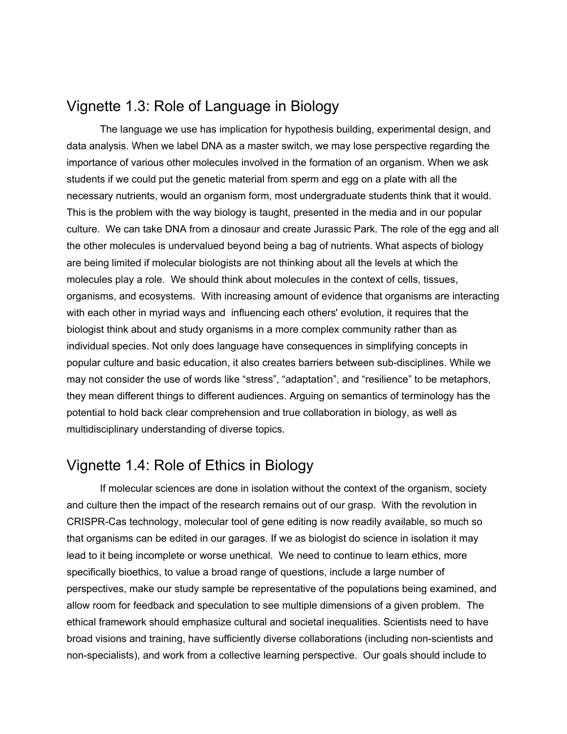## Vignette 1.3: Role of Language in Biology

The language we use has implication for hypothesis building, experimental design, and data analysis. When we label DNA as a master switch, we may lose perspective regarding the importance of various other molecules involved in the formation of an organism. When we ask students if we could put the genetic material from sperm and egg on a plate with all the necessary nutrients, would an organism form, most undergraduate students think that it would. This is the problem with the way biology is taught, presented in the media and in our popular culture. We can take DNA from a dinosaur and create Jurassic Park. The role of the egg and all the other molecules is undervalued beyond being a bag of nutrients. What aspects of biology are being limited if molecular biologists are not thinking about all the levels at which the molecules play a role. We should think about molecules in the context of cells, tissues, organisms, and ecosystems. With increasing amount of evidence that organisms are interacting with each other in myriad ways and influencing each others' evolution, it requires that the biologist think about and study organisms in a more complex community rather than as individual species. Not only does language have consequences in simplifying concepts in popular culture and basic education, it also creates barriers between sub-disciplines. While we may not consider the use of words like "stress", "adaptation", and "resilience" to be metaphors, they mean different things to different audiences. Arguing on semantics of terminology has the potential to hold back clear comprehension and true collaboration in biology, as well as multidisciplinary understanding of diverse topics.

## Vignette 1.4: Role of Ethics in Biology

If molecular sciences are done in isolation without the context of the organism, society and culture then the impact of the research remains out of our grasp. With the revolution in CRISPR-Cas technology, molecular tool of gene editing is now readily available, so much so that organisms can be edited in our garages. If we as biologist do science in isolation it may lead to it being incomplete or worse unethical. We need to continue to learn ethics, more specifically bioethics, to value a broad range of questions, include a large number of perspectives, make our study sample be representative of the populations being examined, and allow room for feedback and speculation to see multiple dimensions of a given problem. The ethical framework should emphasize cultural and societal inequalities. Scientists need to have broad visions and training, have sufficiently diverse collaborations (including non-scientists and non-specialists), and work from a collective learning perspective. Our goals should include to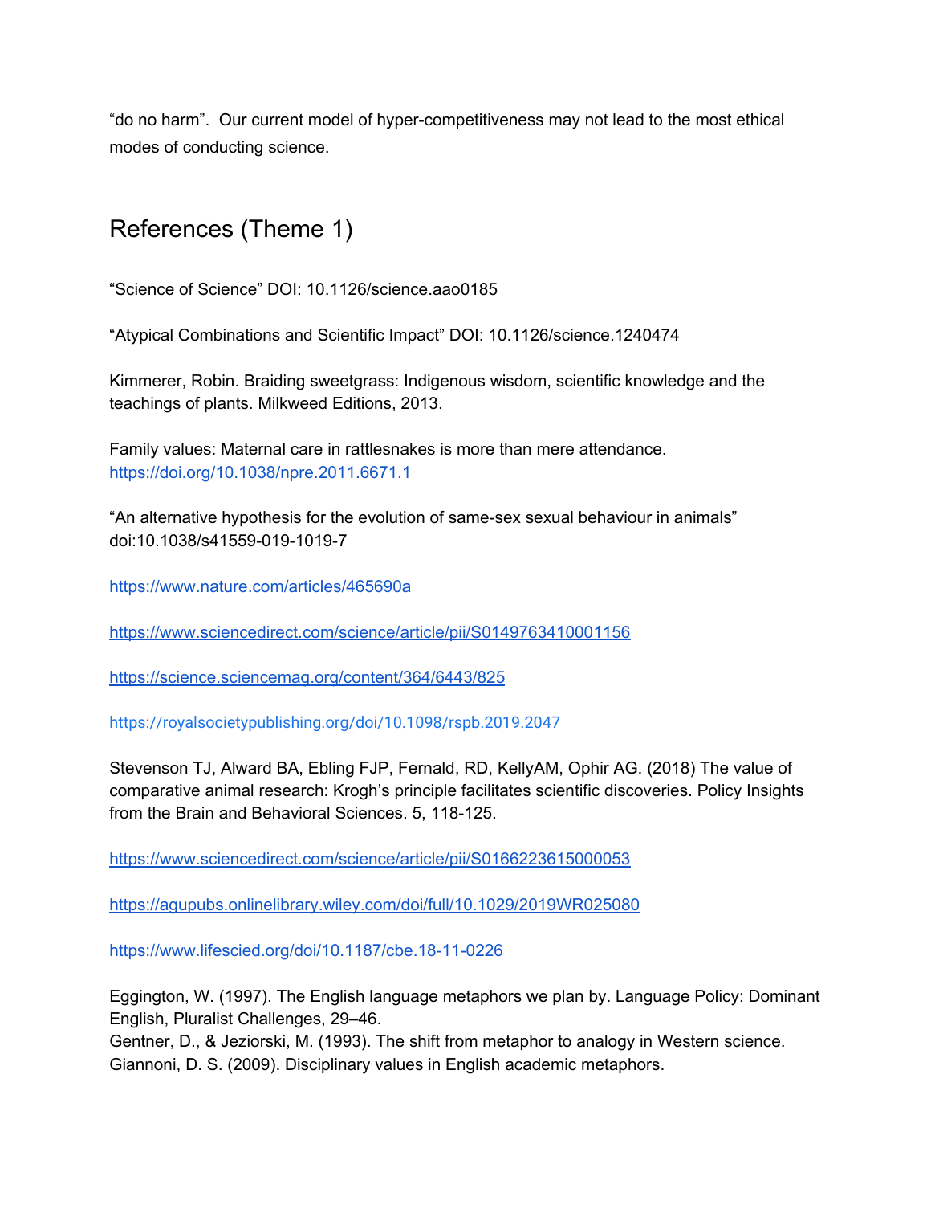“do no harm”. Our current model of hyper-competitiveness may not lead to the most ethical modes of conducting science.

## References (Theme 1)

“Science of Science” DOI: 10.1126/science.aao0185

“Atypical Combinations and Scientific Impact” DOI: 10.1126/science.1240474

Kimmerer, Robin. Braiding sweetgrass: Indigenous wisdom, scientific knowledge and the teachings of plants. Milkweed Editions, 2013.

Family values: Maternal care in rattlesnakes is more than mere attendance. https://doi.org/10.1038/npre.2011.6671.1

“An alternative hypothesis for the evolution of same-sex sexual behaviour in animals” doi:10.1038/s41559-019-1019-7

https://www.nature.com/articles/465690a

https://www.sciencedirect.com/science/article/pii/S0149763410001156

https://science.sciencemag.org/content/364/6443/825

https://royalsocietypublishing.org/doi/10.1098/rspb.2019.2047

Stevenson TJ, Alward BA, Ebling FJP, Fernald, RD, KellyAM, Ophir AG. (2018) The value of comparative animal research: Krogh’s principle facilitates scientific discoveries. Policy Insights from the Brain and Behavioral Sciences. 5, 118-125.

https://www.sciencedirect.com/science/article/pii/S0166223615000053

https://agupubs.onlinelibrary.wiley.com/doi/full/10.1029/2019WR025080

https://www.lifescied.org/doi/10.1187/cbe.18-11-0226

Eggington, W. (1997). The English language metaphors we plan by. Language Policy: Dominant English, Pluralist Challenges, 29–46.
Gentner, D., & Jeziorski, M. (1993). The shift from metaphor to analogy in Western science.
Giannoni, D. S. (2009). Disciplinary values in English academic metaphors.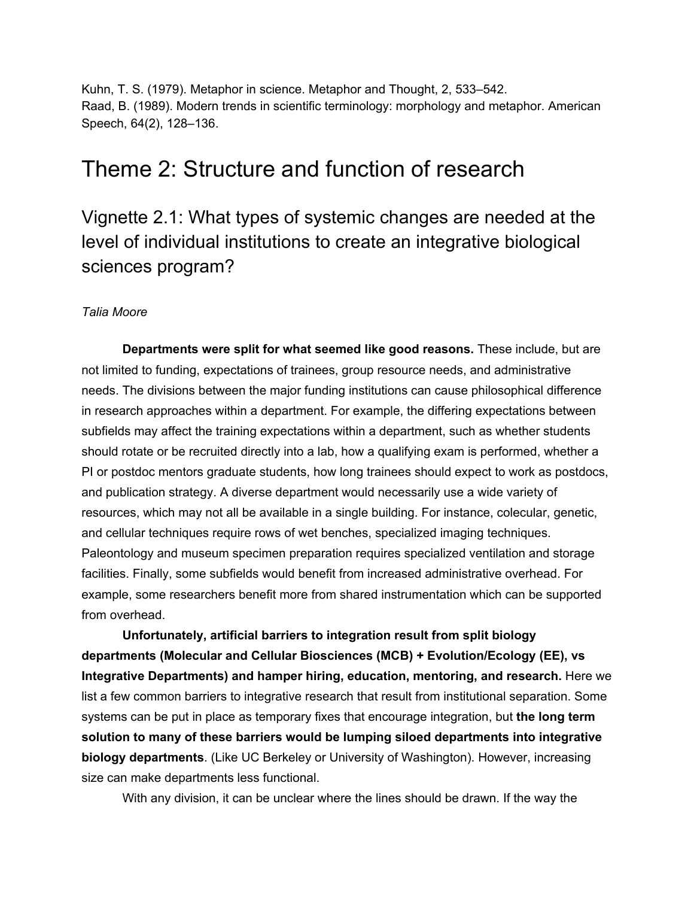Kuhn, T. S. (1979). Metaphor in science. Metaphor and Thought, 2, 533–542.
Raad, B. (1989). Modern trends in scientific terminology: morphology and metaphor. American Speech, 64(2), 128–136.

# Theme 2: Structure and function of research

## Vignette 2.1: What types of systemic changes are needed at the level of individual institutions to create an integrative biological sciences program?

*Talia Moore*

**Departments were split for what seemed like good reasons.** These include, but are not limited to funding, expectations of trainees, group resource needs, and administrative needs. The divisions between the major funding institutions can cause philosophical difference in research approaches within a department. For example, the differing expectations between subfields may affect the training expectations within a department, such as whether students should rotate or be recruited directly into a lab, how a qualifying exam is performed, whether a PI or postdoc mentors graduate students, how long trainees should expect to work as postdocs, and publication strategy. A diverse department would necessarily use a wide variety of resources, which may not all be available in a single building. For instance, colecular, genetic, and cellular techniques require rows of wet benches, specialized imaging techniques. Paleontology and museum specimen preparation requires specialized ventilation and storage facilities. Finally, some subfields would benefit from increased administrative overhead. For example, some researchers benefit more from shared instrumentation which can be supported from overhead.

**Unfortunately, artificial barriers to integration result from split biology departments (Molecular and Cellular Biosciences (MCB) + Evolution/Ecology (EE), vs Integrative Departments) and hamper hiring, education, mentoring, and research.** Here we list a few common barriers to integrative research that result from institutional separation. Some systems can be put in place as temporary fixes that encourage integration, but **the long term solution to many of these barriers would be lumping siloed departments into integrative biology departments**. (Like UC Berkeley or University of Washington). However, increasing size can make departments less functional.

With any division, it can be unclear where the lines should be drawn. If the way the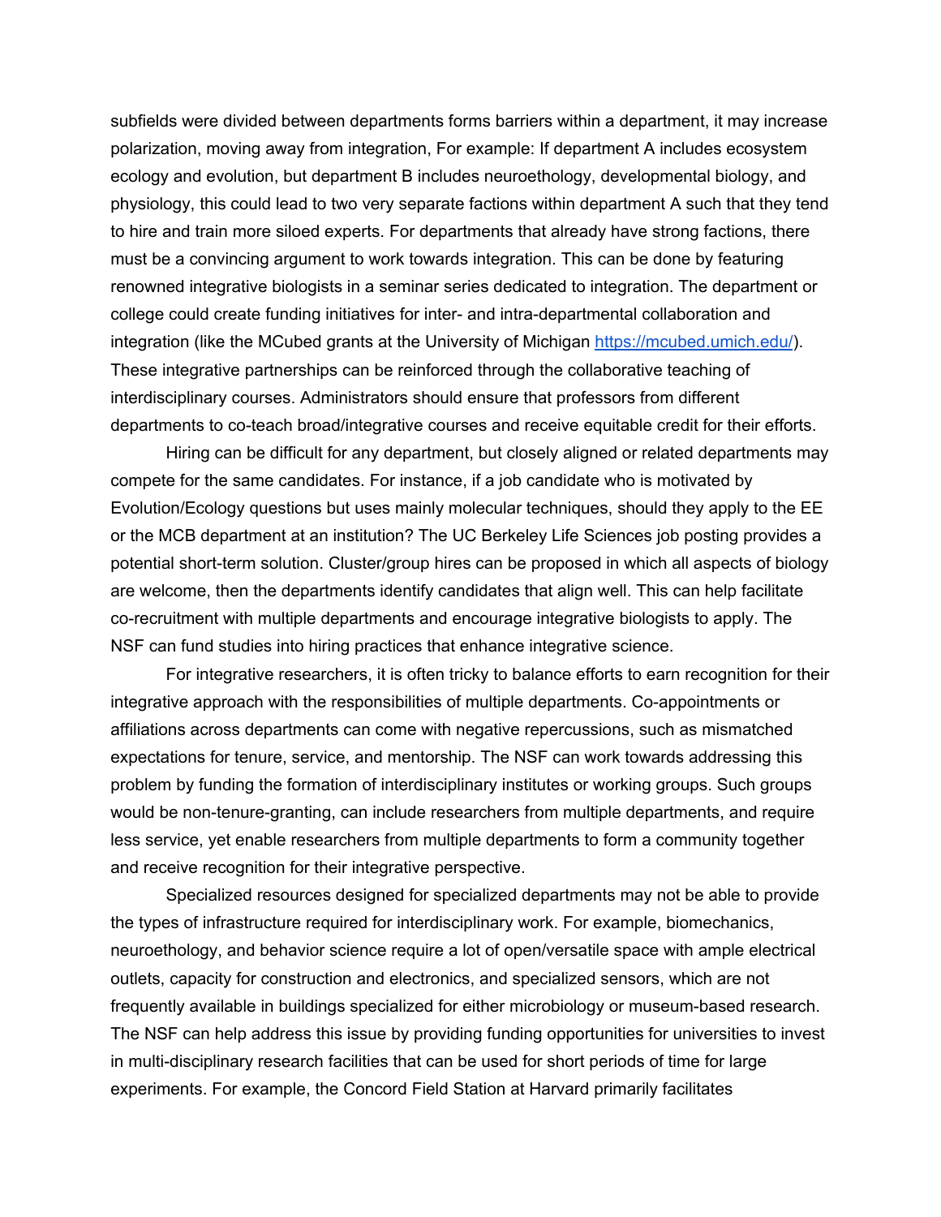subfields were divided between departments forms barriers within a department, it may increase polarization, moving away from integration, For example: If department A includes ecosystem ecology and evolution, but department B includes neuroethology, developmental biology, and physiology, this could lead to two very separate factions within department A such that they tend to hire and train more siloed experts. For departments that already have strong factions, there must be a convincing argument to work towards integration. This can be done by featuring renowned integrative biologists in a seminar series dedicated to integration. The department or college could create funding initiatives for inter- and intra-departmental collaboration and integration (like the MCubed grants at the University of Michigan https://mcubed.umich.edu/). These integrative partnerships can be reinforced through the collaborative teaching of interdisciplinary courses. Administrators should ensure that professors from different departments to co-teach broad/integrative courses and receive equitable credit for their efforts.

Hiring can be difficult for any department, but closely aligned or related departments may compete for the same candidates. For instance, if a job candidate who is motivated by Evolution/Ecology questions but uses mainly molecular techniques, should they apply to the EE or the MCB department at an institution? The UC Berkeley Life Sciences job posting provides a potential short-term solution. Cluster/group hires can be proposed in which all aspects of biology are welcome, then the departments identify candidates that align well. This can help facilitate co-recruitment with multiple departments and encourage integrative biologists to apply. The NSF can fund studies into hiring practices that enhance integrative science.

For integrative researchers, it is often tricky to balance efforts to earn recognition for their integrative approach with the responsibilities of multiple departments. Co-appointments or affiliations across departments can come with negative repercussions, such as mismatched expectations for tenure, service, and mentorship. The NSF can work towards addressing this problem by funding the formation of interdisciplinary institutes or working groups. Such groups would be non-tenure-granting, can include researchers from multiple departments, and require less service, yet enable researchers from multiple departments to form a community together and receive recognition for their integrative perspective.

Specialized resources designed for specialized departments may not be able to provide the types of infrastructure required for interdisciplinary work. For example, biomechanics, neuroethology, and behavior science require a lot of open/versatile space with ample electrical outlets, capacity for construction and electronics, and specialized sensors, which are not frequently available in buildings specialized for either microbiology or museum-based research. The NSF can help address this issue by providing funding opportunities for universities to invest in multi-disciplinary research facilities that can be used for short periods of time for large experiments. For example, the Concord Field Station at Harvard primarily facilitates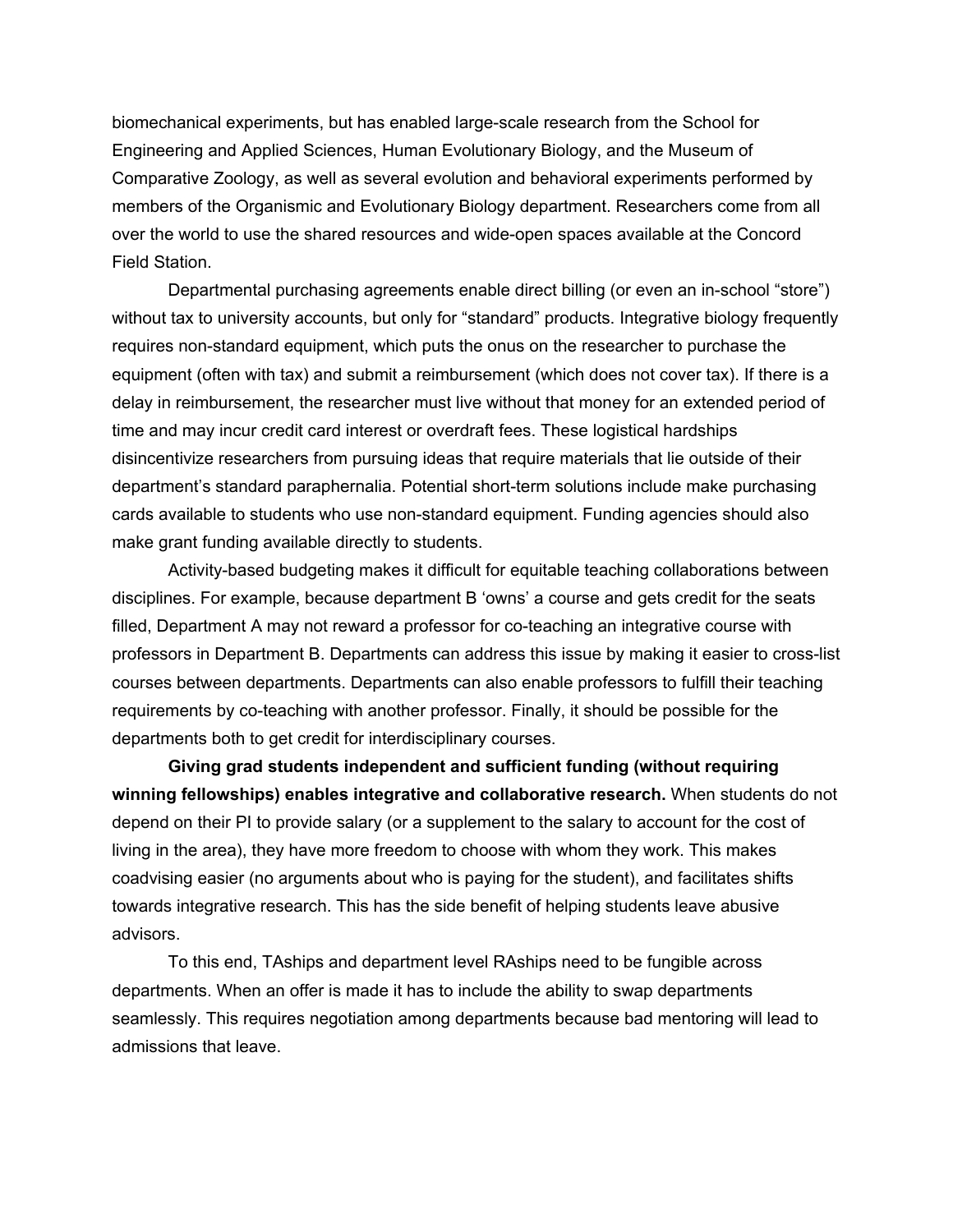biomechanical experiments, but has enabled large-scale research from the School for Engineering and Applied Sciences, Human Evolutionary Biology, and the Museum of Comparative Zoology, as well as several evolution and behavioral experiments performed by members of the Organismic and Evolutionary Biology department. Researchers come from all over the world to use the shared resources and wide-open spaces available at the Concord Field Station.

Departmental purchasing agreements enable direct billing (or even an in-school "store") without tax to university accounts, but only for "standard" products. Integrative biology frequently requires non-standard equipment, which puts the onus on the researcher to purchase the equipment (often with tax) and submit a reimbursement (which does not cover tax). If there is a delay in reimbursement, the researcher must live without that money for an extended period of time and may incur credit card interest or overdraft fees. These logistical hardships disincentivize researchers from pursuing ideas that require materials that lie outside of their department's standard paraphernalia. Potential short-term solutions include make purchasing cards available to students who use non-standard equipment. Funding agencies should also make grant funding available directly to students.

Activity-based budgeting makes it difficult for equitable teaching collaborations between disciplines. For example, because department B 'owns' a course and gets credit for the seats filled, Department A may not reward a professor for co-teaching an integrative course with professors in Department B. Departments can address this issue by making it easier to cross-list courses between departments. Departments can also enable professors to fulfill their teaching requirements by co-teaching with another professor. Finally, it should be possible for the departments both to get credit for interdisciplinary courses.

**Giving grad students independent and sufficient funding (without requiring winning fellowships) enables integrative and collaborative research.** When students do not depend on their PI to provide salary (or a supplement to the salary to account for the cost of living in the area), they have more freedom to choose with whom they work. This makes coadvising easier (no arguments about who is paying for the student), and facilitates shifts towards integrative research. This has the side benefit of helping students leave abusive advisors.

To this end, TAships and department level RAships need to be fungible across departments. When an offer is made it has to include the ability to swap departments seamlessly. This requires negotiation among departments because bad mentoring will lead to admissions that leave.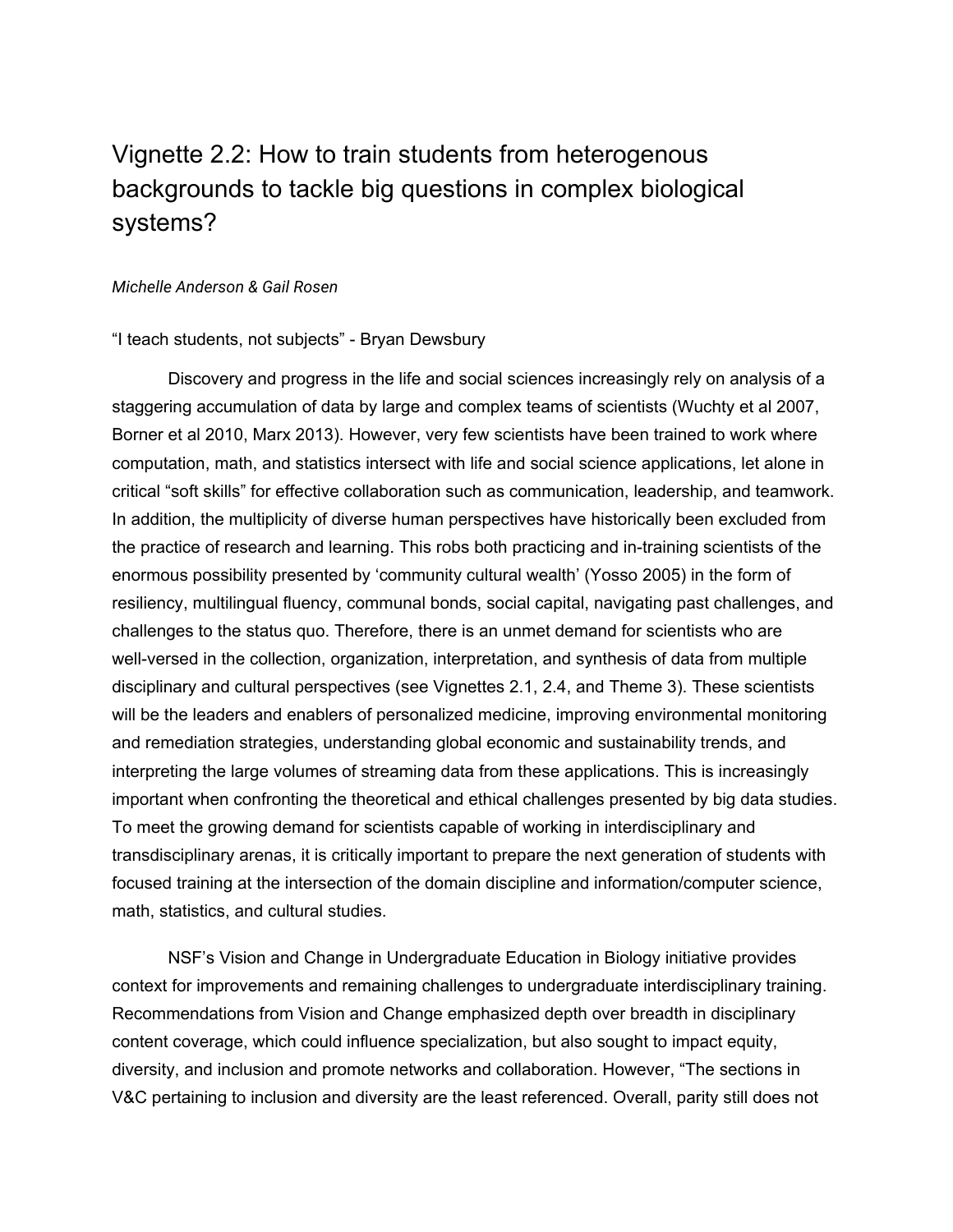# Vignette 2.2: How to train students from heterogenous backgrounds to tackle big questions in complex biological systems?

*Michelle Anderson & Gail Rosen*

"I teach students, not subjects" - Bryan Dewsbury

Discovery and progress in the life and social sciences increasingly rely on analysis of a staggering accumulation of data by large and complex teams of scientists (Wuchty et al 2007, Borner et al 2010, Marx 2013). However, very few scientists have been trained to work where computation, math, and statistics intersect with life and social science applications, let alone in critical "soft skills" for effective collaboration such as communication, leadership, and teamwork. In addition, the multiplicity of diverse human perspectives have historically been excluded from the practice of research and learning. This robs both practicing and in-training scientists of the enormous possibility presented by 'community cultural wealth' (Yosso 2005) in the form of resiliency, multilingual fluency, communal bonds, social capital, navigating past challenges, and challenges to the status quo. Therefore, there is an unmet demand for scientists who are well-versed in the collection, organization, interpretation, and synthesis of data from multiple disciplinary and cultural perspectives (see Vignettes 2.1, 2.4, and Theme 3). These scientists will be the leaders and enablers of personalized medicine, improving environmental monitoring and remediation strategies, understanding global economic and sustainability trends, and interpreting the large volumes of streaming data from these applications. This is increasingly important when confronting the theoretical and ethical challenges presented by big data studies. To meet the growing demand for scientists capable of working in interdisciplinary and transdisciplinary arenas, it is critically important to prepare the next generation of students with focused training at the intersection of the domain discipline and information/computer science, math, statistics, and cultural studies.

NSF's Vision and Change in Undergraduate Education in Biology initiative provides context for improvements and remaining challenges to undergraduate interdisciplinary training. Recommendations from Vision and Change emphasized depth over breadth in disciplinary content coverage, which could influence specialization, but also sought to impact equity, diversity, and inclusion and promote networks and collaboration. However, "The sections in V&C pertaining to inclusion and diversity are the least referenced. Overall, parity still does not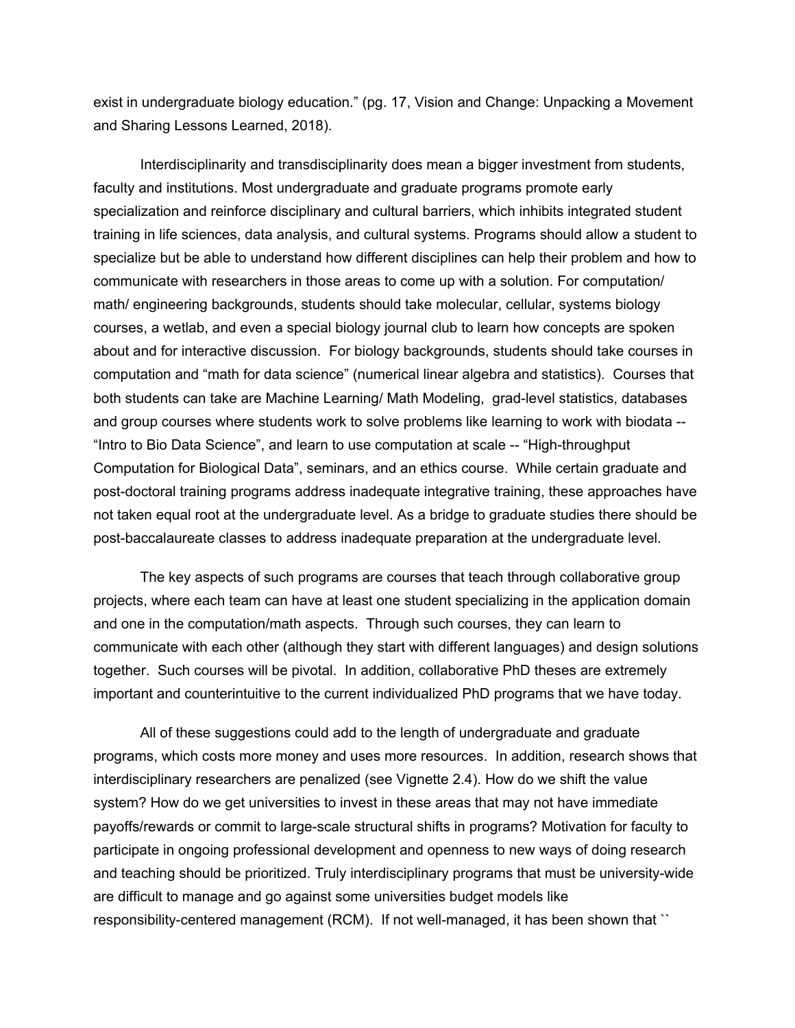exist in undergraduate biology education." (pg. 17, Vision and Change: Unpacking a Movement and Sharing Lessons Learned, 2018).

Interdisciplinarity and transdisciplinarity does mean a bigger investment from students, faculty and institutions. Most undergraduate and graduate programs promote early specialization and reinforce disciplinary and cultural barriers, which inhibits integrated student training in life sciences, data analysis, and cultural systems. Programs should allow a student to specialize but be able to understand how different disciplines can help their problem and how to communicate with researchers in those areas to come up with a solution. For computation/ math/ engineering backgrounds, students should take molecular, cellular, systems biology courses, a wetlab, and even a special biology journal club to learn how concepts are spoken about and for interactive discussion. For biology backgrounds, students should take courses in computation and "math for data science" (numerical linear algebra and statistics). Courses that both students can take are Machine Learning/ Math Modeling, grad-level statistics, databases and group courses where students work to solve problems like learning to work with biodata -- "Intro to Bio Data Science", and learn to use computation at scale -- "High-throughput Computation for Biological Data", seminars, and an ethics course. While certain graduate and post-doctoral training programs address inadequate integrative training, these approaches have not taken equal root at the undergraduate level. As a bridge to graduate studies there should be post-baccalaureate classes to address inadequate preparation at the undergraduate level.

The key aspects of such programs are courses that teach through collaborative group projects, where each team can have at least one student specializing in the application domain and one in the computation/math aspects. Through such courses, they can learn to communicate with each other (although they start with different languages) and design solutions together. Such courses will be pivotal. In addition, collaborative PhD theses are extremely important and counterintuitive to the current individualized PhD programs that we have today.

All of these suggestions could add to the length of undergraduate and graduate programs, which costs more money and uses more resources. In addition, research shows that interdisciplinary researchers are penalized (see Vignette 2.4). How do we shift the value system? How do we get universities to invest in these areas that may not have immediate payoffs/rewards or commit to large-scale structural shifts in programs? Motivation for faculty to participate in ongoing professional development and openness to new ways of doing research and teaching should be prioritized. Truly interdisciplinary programs that must be university-wide are difficult to manage and go against some universities budget models like responsibility-centered management (RCM). If not well-managed, it has been shown that ``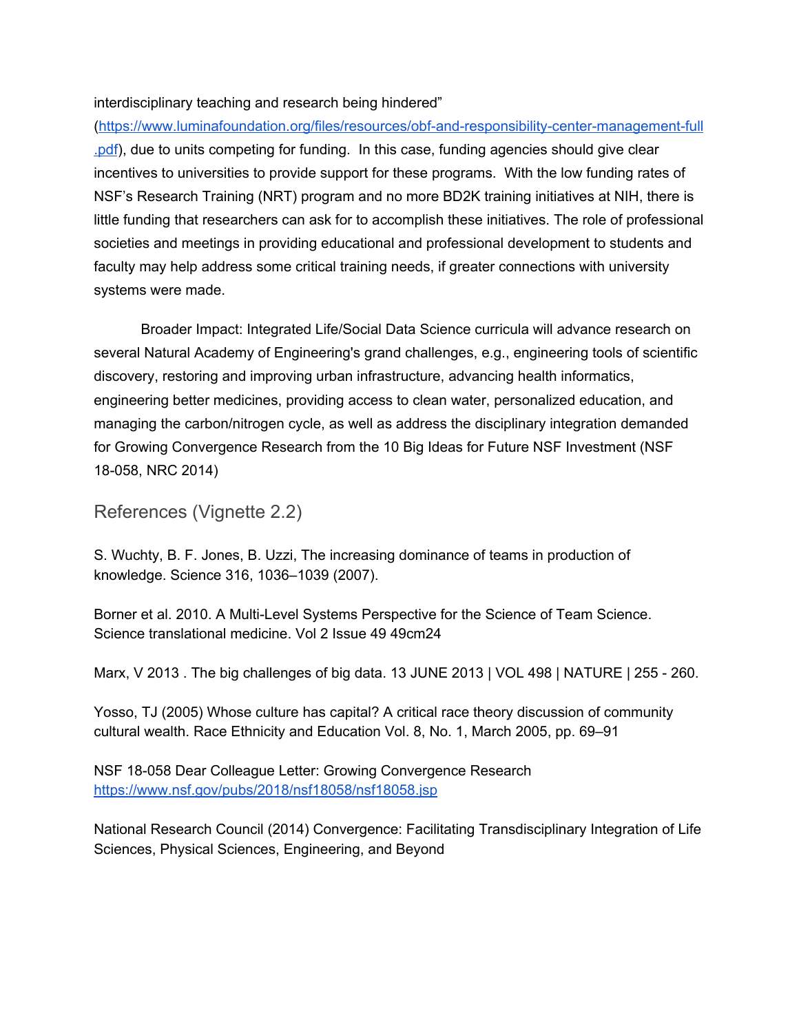interdisciplinary teaching and research being hindered" (https://www.luminafoundation.org/files/resources/obf-and-responsibility-center-management-full.pdf), due to units competing for funding. In this case, funding agencies should give clear incentives to universities to provide support for these programs. With the low funding rates of NSF's Research Training (NRT) program and no more BD2K training initiatives at NIH, there is little funding that researchers can ask for to accomplish these initiatives. The role of professional societies and meetings in providing educational and professional development to students and faculty may help address some critical training needs, if greater connections with university systems were made.

Broader Impact: Integrated Life/Social Data Science curricula will advance research on several Natural Academy of Engineering's grand challenges, e.g., engineering tools of scientific discovery, restoring and improving urban infrastructure, advancing health informatics, engineering better medicines, providing access to clean water, personalized education, and managing the carbon/nitrogen cycle, as well as address the disciplinary integration demanded for Growing Convergence Research from the 10 Big Ideas for Future NSF Investment (NSF 18-058, NRC 2014)

## References (Vignette 2.2)

S. Wuchty, B. F. Jones, B. Uzzi, The increasing dominance of teams in production of knowledge. Science 316, 1036–1039 (2007).

Borner et al. 2010. A Multi-Level Systems Perspective for the Science of Team Science. Science translational medicine. Vol 2 Issue 49 49cm24

Marx, V 2013 . The big challenges of big data. 13 JUNE 2013 | VOL 498 | NATURE | 255 - 260.

Yosso, TJ (2005) Whose culture has capital? A critical race theory discussion of community cultural wealth. Race Ethnicity and Education Vol. 8, No. 1, March 2005, pp. 69–91

NSF 18-058 Dear Colleague Letter: Growing Convergence Research https://www.nsf.gov/pubs/2018/nsf18058/nsf18058.jsp

National Research Council (2014) Convergence: Facilitating Transdisciplinary Integration of Life Sciences, Physical Sciences, Engineering, and Beyond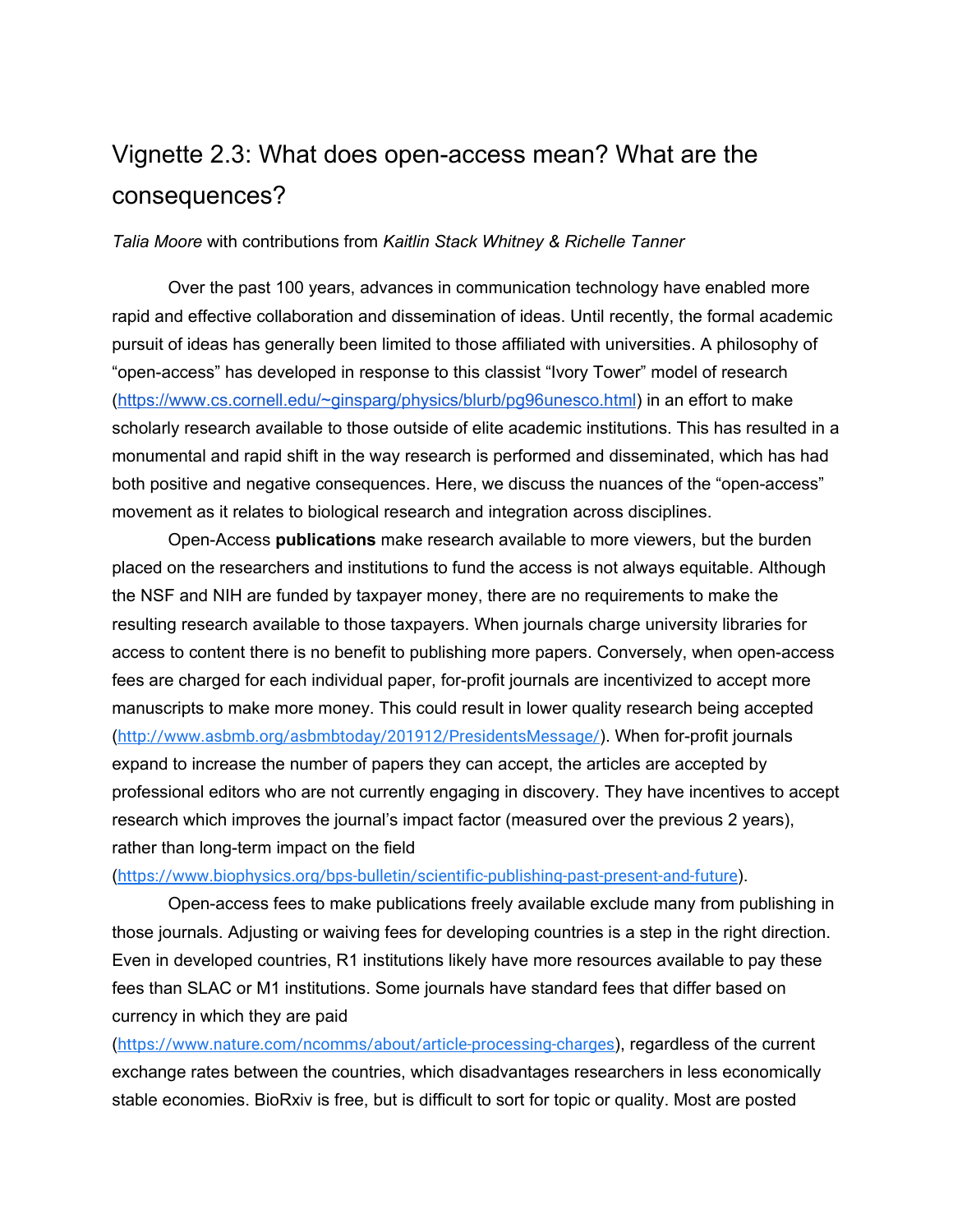# Vignette 2.3: What does open-access mean? What are the consequences?

*Talia Moore* with contributions from *Kaitlin Stack Whitney & Richelle Tanner*

Over the past 100 years, advances in communication technology have enabled more rapid and effective collaboration and dissemination of ideas. Until recently, the formal academic pursuit of ideas has generally been limited to those affiliated with universities. A philosophy of "open-access" has developed in response to this classist "Ivory Tower" model of research (https://www.cs.cornell.edu/~ginsparg/physics/blurb/pg96unesco.html) in an effort to make scholarly research available to those outside of elite academic institutions. This has resulted in a monumental and rapid shift in the way research is performed and disseminated, which has had both positive and negative consequences. Here, we discuss the nuances of the "open-access" movement as it relates to biological research and integration across disciplines.

Open-Access **publications** make research available to more viewers, but the burden placed on the researchers and institutions to fund the access is not always equitable. Although the NSF and NIH are funded by taxpayer money, there are no requirements to make the resulting research available to those taxpayers. When journals charge university libraries for access to content there is no benefit to publishing more papers. Conversely, when open-access fees are charged for each individual paper, for-profit journals are incentivized to accept more manuscripts to make more money. This could result in lower quality research being accepted (http://www.asbmb.org/asbmbtoday/201912/PresidentsMessage/). When for-profit journals expand to increase the number of papers they can accept, the articles are accepted by professional editors who are not currently engaging in discovery. They have incentives to accept research which improves the journal's impact factor (measured over the previous 2 years), rather than long-term impact on the field (https://www.biophysics.org/bps-bulletin/scientific-publishing-past-present-and-future).

Open-access fees to make publications freely available exclude many from publishing in those journals. Adjusting or waiving fees for developing countries is a step in the right direction. Even in developed countries, R1 institutions likely have more resources available to pay these fees than SLAC or M1 institutions. Some journals have standard fees that differ based on currency in which they are paid (https://www.nature.com/ncomms/about/article-processing-charges), regardless of the current exchange rates between the countries, which disadvantages researchers in less economically stable economies. BioRxiv is free, but is difficult to sort for topic or quality. Most are posted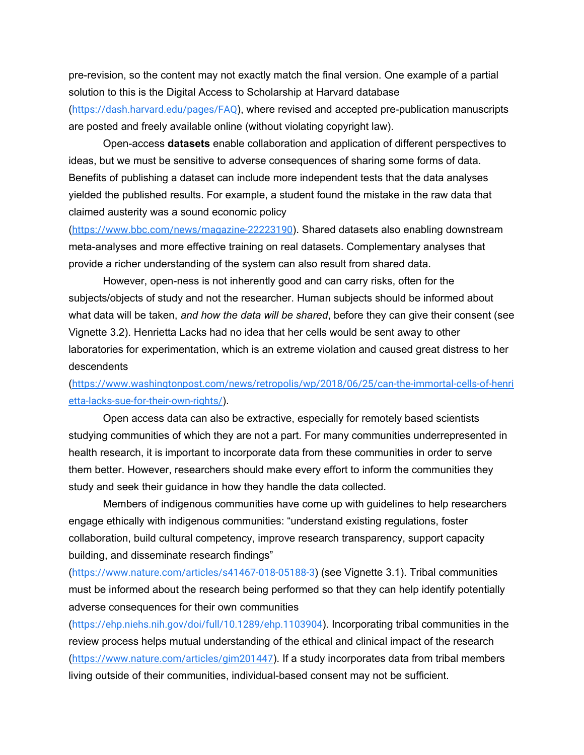pre-revision, so the content may not exactly match the final version. One example of a partial solution to this is the Digital Access to Scholarship at Harvard database (https://dash.harvard.edu/pages/FAQ), where revised and accepted pre-publication manuscripts are posted and freely available online (without violating copyright law).

Open-access **datasets** enable collaboration and application of different perspectives to ideas, but we must be sensitive to adverse consequences of sharing some forms of data. Benefits of publishing a dataset can include more independent tests that the data analyses yielded the published results. For example, a student found the mistake in the raw data that claimed austerity was a sound economic policy (https://www.bbc.com/news/magazine-22223190). Shared datasets also enabling downstream meta-analyses and more effective training on real datasets. Complementary analyses that provide a richer understanding of the system can also result from shared data.

However, open-ness is not inherently good and can carry risks, often for the subjects/objects of study and not the researcher. Human subjects should be informed about what data will be taken, *and how the data will be shared*, before they can give their consent (see Vignette 3.2). Henrietta Lacks had no idea that her cells would be sent away to other laboratories for experimentation, which is an extreme violation and caused great distress to her descendents (https://www.washingtonpost.com/news/retropolis/wp/2018/06/25/can-the-immortal-cells-of-henrietta-lacks-sue-for-their-own-rights/).

Open access data can also be extractive, especially for remotely based scientists studying communities of which they are not a part. For many communities underrepresented in health research, it is important to incorporate data from these communities in order to serve them better. However, researchers should make every effort to inform the communities they study and seek their guidance in how they handle the data collected.

Members of indigenous communities have come up with guidelines to help researchers engage ethically with indigenous communities: "understand existing regulations, foster collaboration, build cultural competency, improve research transparency, support capacity building, and disseminate research findings" (https://www.nature.com/articles/s41467-018-05188-3) (see Vignette 3.1). Tribal communities must be informed about the research being performed so that they can help identify potentially adverse consequences for their own communities (https://ehp.niehs.nih.gov/doi/full/10.1289/ehp.1103904). Incorporating tribal communities in the review process helps mutual understanding of the ethical and clinical impact of the research (https://www.nature.com/articles/gim201447). If a study incorporates data from tribal members living outside of their communities, individual-based consent may not be sufficient.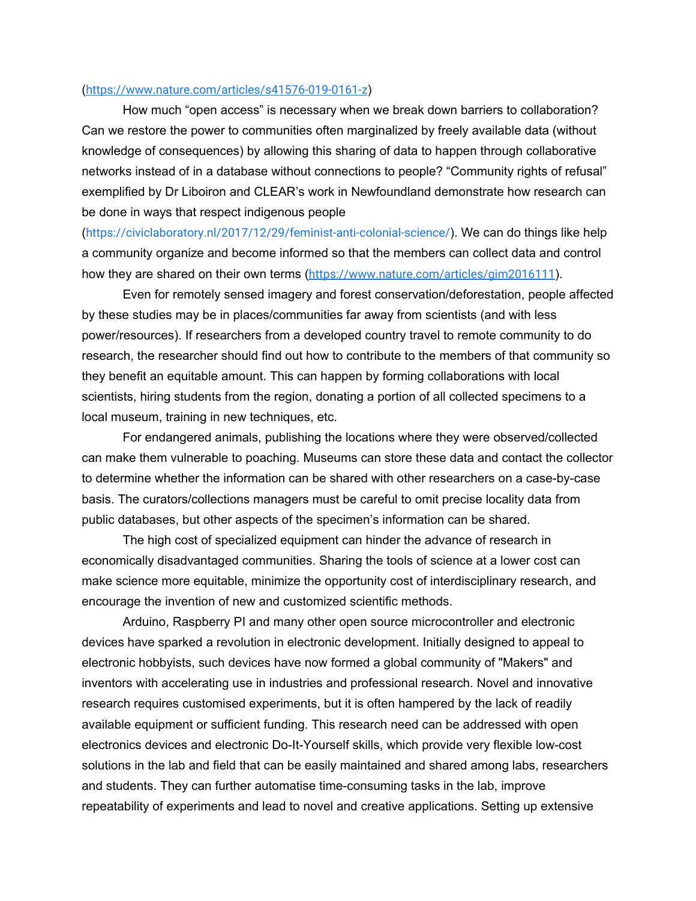(https://www.nature.com/articles/s41576-019-0161-z)

How much "open access" is necessary when we break down barriers to collaboration? Can we restore the power to communities often marginalized by freely available data (without knowledge of consequences) by allowing this sharing of data to happen through collaborative networks instead of in a database without connections to people? "Community rights of refusal" exemplified by Dr Liboiron and CLEAR's work in Newfoundland demonstrate how research can be done in ways that respect indigenous people (https://civiclaboratory.nl/2017/12/29/feminist-anti-colonial-science/). We can do things like help a community organize and become informed so that the members can collect data and control how they are shared on their own terms (https://www.nature.com/articles/gim2016111).

Even for remotely sensed imagery and forest conservation/deforestation, people affected by these studies may be in places/communities far away from scientists (and with less power/resources). If researchers from a developed country travel to remote community to do research, the researcher should find out how to contribute to the members of that community so they benefit an equitable amount. This can happen by forming collaborations with local scientists, hiring students from the region, donating a portion of all collected specimens to a local museum, training in new techniques, etc.

For endangered animals, publishing the locations where they were observed/collected can make them vulnerable to poaching. Museums can store these data and contact the collector to determine whether the information can be shared with other researchers on a case-by-case basis. The curators/collections managers must be careful to omit precise locality data from public databases, but other aspects of the specimen's information can be shared.

The high cost of specialized equipment can hinder the advance of research in economically disadvantaged communities. Sharing the tools of science at a lower cost can make science more equitable, minimize the opportunity cost of interdisciplinary research, and encourage the invention of new and customized scientific methods.

Arduino, Raspberry PI and many other open source microcontroller and electronic devices have sparked a revolution in electronic development. Initially designed to appeal to electronic hobbyists, such devices have now formed a global community of "Makers" and inventors with accelerating use in industries and professional research. Novel and innovative research requires customised experiments, but it is often hampered by the lack of readily available equipment or sufficient funding. This research need can be addressed with open electronics devices and electronic Do-It-Yourself skills, which provide very flexible low-cost solutions in the lab and field that can be easily maintained and shared among labs, researchers and students. They can further automatise time-consuming tasks in the lab, improve repeatability of experiments and lead to novel and creative applications. Setting up extensive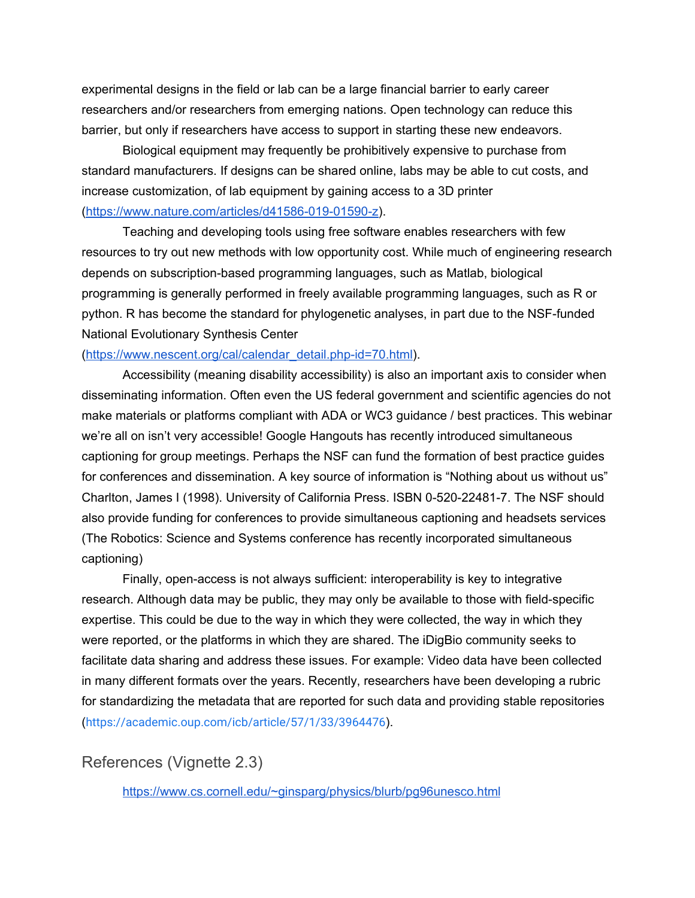experimental designs in the field or lab can be a large financial barrier to early career researchers and/or researchers from emerging nations. Open technology can reduce this barrier, but only if researchers have access to support in starting these new endeavors.

Biological equipment may frequently be prohibitively expensive to purchase from standard manufacturers. If designs can be shared online, labs may be able to cut costs, and increase customization, of lab equipment by gaining access to a 3D printer (https://www.nature.com/articles/d41586-019-01590-z).

Teaching and developing tools using free software enables researchers with few resources to try out new methods with low opportunity cost. While much of engineering research depends on subscription-based programming languages, such as Matlab, biological programming is generally performed in freely available programming languages, such as R or python. R has become the standard for phylogenetic analyses, in part due to the NSF-funded National Evolutionary Synthesis Center (https://www.nescent.org/cal/calendar_detail.php-id=70.html).

Accessibility (meaning disability accessibility) is also an important axis to consider when disseminating information. Often even the US federal government and scientific agencies do not make materials or platforms compliant with ADA or WC3 guidance / best practices. This webinar we're all on isn't very accessible! Google Hangouts has recently introduced simultaneous captioning for group meetings. Perhaps the NSF can fund the formation of best practice guides for conferences and dissemination. A key source of information is "Nothing about us without us" Charlton, James I (1998). University of California Press. ISBN 0-520-22481-7. The NSF should also provide funding for conferences to provide simultaneous captioning and headsets services (The Robotics: Science and Systems conference has recently incorporated simultaneous captioning)

Finally, open-access is not always sufficient: interoperability is key to integrative research. Although data may be public, they may only be available to those with field-specific expertise. This could be due to the way in which they were collected, the way in which they were reported, or the platforms in which they are shared. The iDigBio community seeks to facilitate data sharing and address these issues. For example: Video data have been collected in many different formats over the years. Recently, researchers have been developing a rubric for standardizing the metadata that are reported for such data and providing stable repositories (https://academic.oup.com/icb/article/57/1/33/3964476).

## References (Vignette 2.3)

https://www.cs.cornell.edu/~ginsparg/physics/blurb/pg96unesco.html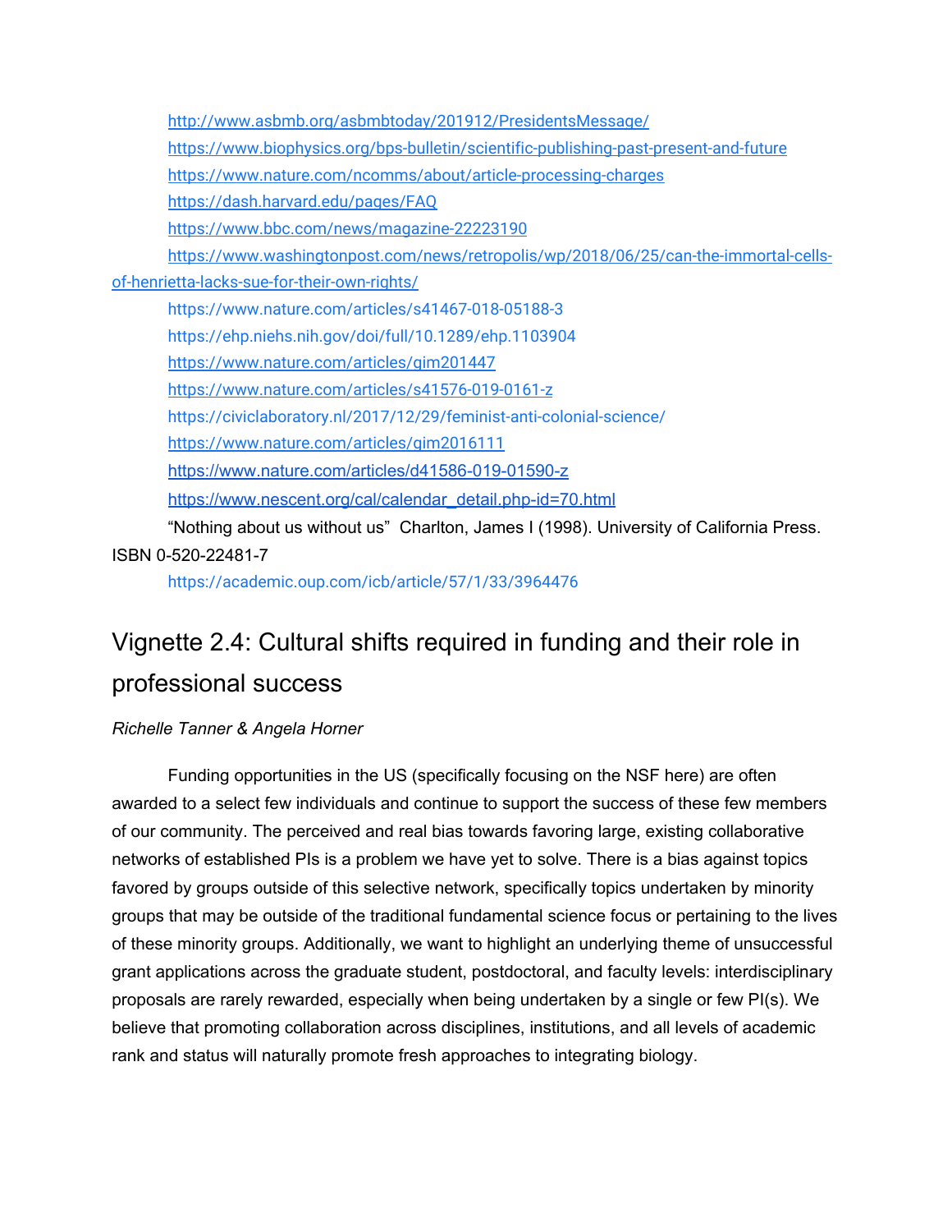http://www.asbmb.org/asbmbtoday/201912/PresidentsMessage/

https://www.biophysics.org/bps-bulletin/scientific-publishing-past-present-and-future

https://www.nature.com/ncomms/about/article-processing-charges

https://dash.harvard.edu/pages/FAQ

https://www.bbc.com/news/magazine-22223190

https://www.washingtonpost.com/news/retropolis/wp/2018/06/25/can-the-immortal-cells-of-henrietta-lacks-sue-for-their-own-rights/

https://www.nature.com/articles/s41467-018-05188-3

https://ehp.niehs.nih.gov/doi/full/10.1289/ehp.1103904

https://www.nature.com/articles/gim201447

https://www.nature.com/articles/s41576-019-0161-z

https://civiclaboratory.nl/2017/12/29/feminist-anti-colonial-science/

https://www.nature.com/articles/gim2016111

https://www.nature.com/articles/d41586-019-01590-z

https://www.nescent.org/cal/calendar_detail.php-id=70.html

"Nothing about us without us" Charlton, James I (1998). University of California Press. ISBN 0-520-22481-7

https://academic.oup.com/icb/article/57/1/33/3964476

## Vignette 2.4: Cultural shifts required in funding and their role in professional success

*Richelle Tanner & Angela Horner*

Funding opportunities in the US (specifically focusing on the NSF here) are often awarded to a select few individuals and continue to support the success of these few members of our community. The perceived and real bias towards favoring large, existing collaborative networks of established PIs is a problem we have yet to solve. There is a bias against topics favored by groups outside of this selective network, specifically topics undertaken by minority groups that may be outside of the traditional fundamental science focus or pertaining to the lives of these minority groups. Additionally, we want to highlight an underlying theme of unsuccessful grant applications across the graduate student, postdoctoral, and faculty levels: interdisciplinary proposals are rarely rewarded, especially when being undertaken by a single or few PI(s). We believe that promoting collaboration across disciplines, institutions, and all levels of academic rank and status will naturally promote fresh approaches to integrating biology.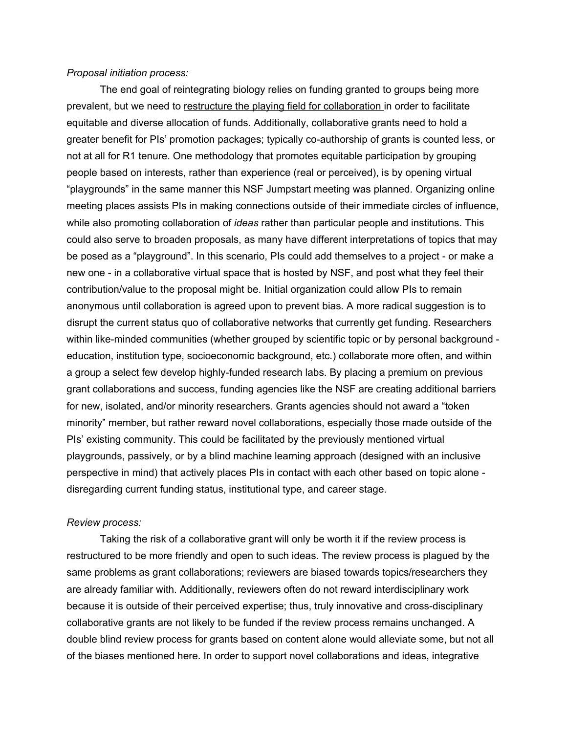*Proposal initiation process:*

The end goal of reintegrating biology relies on funding granted to groups being more prevalent, but we need to <u>restructure the playing field for collaboration</u> in order to facilitate equitable and diverse allocation of funds. Additionally, collaborative grants need to hold a greater benefit for PIs' promotion packages; typically co-authorship of grants is counted less, or not at all for R1 tenure. One methodology that promotes equitable participation by grouping people based on interests, rather than experience (real or perceived), is by opening virtual "playgrounds" in the same manner this NSF Jumpstart meeting was planned. Organizing online meeting places assists PIs in making connections outside of their immediate circles of influence, while also promoting collaboration of *ideas* rather than particular people and institutions. This could also serve to broaden proposals, as many have different interpretations of topics that may be posed as a "playground". In this scenario, PIs could add themselves to a project - or make a new one - in a collaborative virtual space that is hosted by NSF, and post what they feel their contribution/value to the proposal might be. Initial organization could allow PIs to remain anonymous until collaboration is agreed upon to prevent bias. A more radical suggestion is to disrupt the current status quo of collaborative networks that currently get funding. Researchers within like-minded communities (whether grouped by scientific topic or by personal background - education, institution type, socioeconomic background, etc.) collaborate more often, and within a group a select few develop highly-funded research labs. By placing a premium on previous grant collaborations and success, funding agencies like the NSF are creating additional barriers for new, isolated, and/or minority researchers. Grants agencies should not award a "token minority" member, but rather reward novel collaborations, especially those made outside of the PIs' existing community. This could be facilitated by the previously mentioned virtual playgrounds, passively, or by a blind machine learning approach (designed with an inclusive perspective in mind) that actively places PIs in contact with each other based on topic alone - disregarding current funding status, institutional type, and career stage.

*Review process:*

Taking the risk of a collaborative grant will only be worth it if the review process is restructured to be more friendly and open to such ideas. The review process is plagued by the same problems as grant collaborations; reviewers are biased towards topics/researchers they are already familiar with. Additionally, reviewers often do not reward interdisciplinary work because it is outside of their perceived expertise; thus, truly innovative and cross-disciplinary collaborative grants are not likely to be funded if the review process remains unchanged. A double blind review process for grants based on content alone would alleviate some, but not all of the biases mentioned here. In order to support novel collaborations and ideas, integrative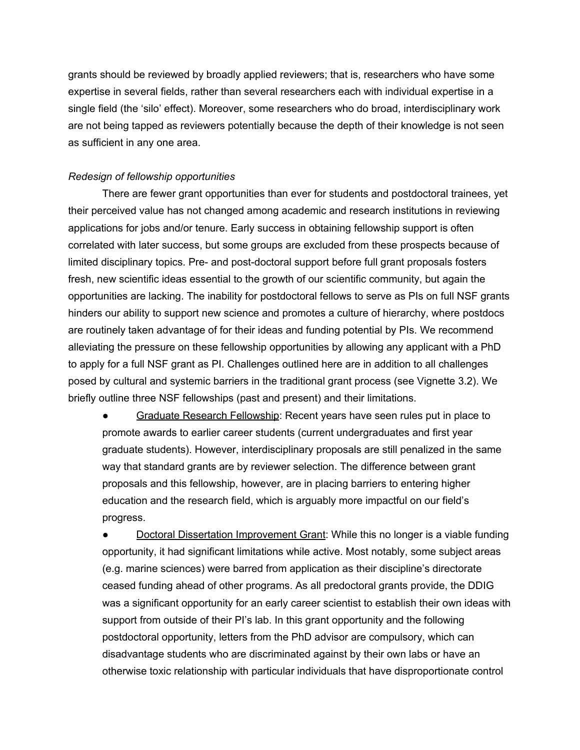grants should be reviewed by broadly applied reviewers; that is, researchers who have some expertise in several fields, rather than several researchers each with individual expertise in a single field (the 'silo' effect). Moreover, some researchers who do broad, interdisciplinary work are not being tapped as reviewers potentially because the depth of their knowledge is not seen as sufficient in any one area.

*Redesign of fellowship opportunities*

There are fewer grant opportunities than ever for students and postdoctoral trainees, yet their perceived value has not changed among academic and research institutions in reviewing applications for jobs and/or tenure. Early success in obtaining fellowship support is often correlated with later success, but some groups are excluded from these prospects because of limited disciplinary topics. Pre- and post-doctoral support before full grant proposals fosters fresh, new scientific ideas essential to the growth of our scientific community, but again the opportunities are lacking. The inability for postdoctoral fellows to serve as PIs on full NSF grants hinders our ability to support new science and promotes a culture of hierarchy, where postdocs are routinely taken advantage of for their ideas and funding potential by PIs. We recommend alleviating the pressure on these fellowship opportunities by allowing any applicant with a PhD to apply for a full NSF grant as PI. Challenges outlined here are in addition to all challenges posed by cultural and systemic barriers in the traditional grant process (see Vignette 3.2). We briefly outline three NSF fellowships (past and present) and their limitations.

- Graduate Research Fellowship: Recent years have seen rules put in place to promote awards to earlier career students (current undergraduates and first year graduate students). However, interdisciplinary proposals are still penalized in the same way that standard grants are by reviewer selection. The difference between grant proposals and this fellowship, however, are in placing barriers to entering higher education and the research field, which is arguably more impactful on our field's progress.
- Doctoral Dissertation Improvement Grant: While this no longer is a viable funding opportunity, it had significant limitations while active. Most notably, some subject areas (e.g. marine sciences) were barred from application as their discipline's directorate ceased funding ahead of other programs. As all predoctoral grants provide, the DDIG was a significant opportunity for an early career scientist to establish their own ideas with support from outside of their PI's lab. In this grant opportunity and the following postdoctoral opportunity, letters from the PhD advisor are compulsory, which can disadvantage students who are discriminated against by their own labs or have an otherwise toxic relationship with particular individuals that have disproportionate control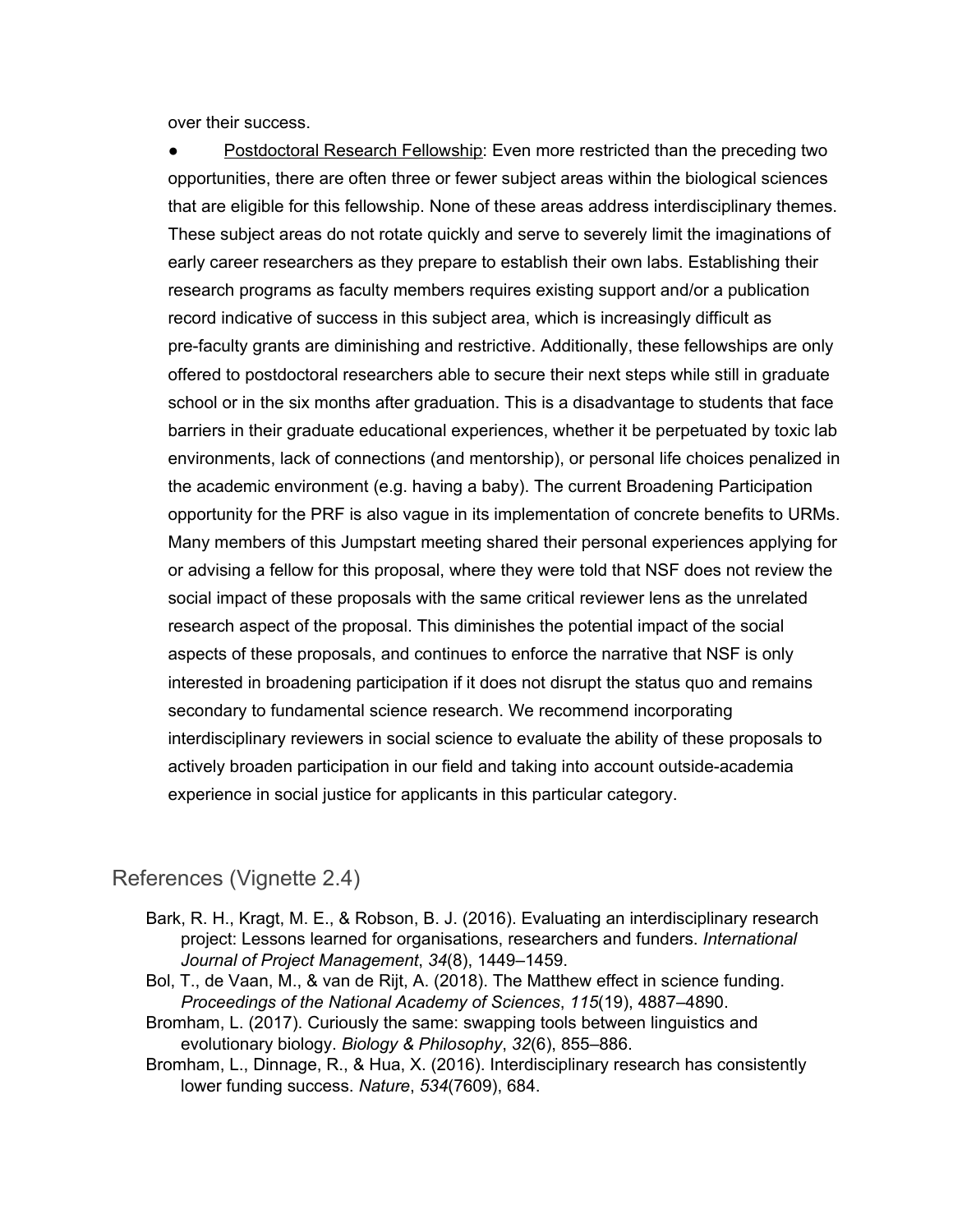over their success.

- Postdoctoral Research Fellowship: Even more restricted than the preceding two opportunities, there are often three or fewer subject areas within the biological sciences that are eligible for this fellowship. None of these areas address interdisciplinary themes. These subject areas do not rotate quickly and serve to severely limit the imaginations of early career researchers as they prepare to establish their own labs. Establishing their research programs as faculty members requires existing support and/or a publication record indicative of success in this subject area, which is increasingly difficult as pre-faculty grants are diminishing and restrictive. Additionally, these fellowships are only offered to postdoctoral researchers able to secure their next steps while still in graduate school or in the six months after graduation. This is a disadvantage to students that face barriers in their graduate educational experiences, whether it be perpetuated by toxic lab environments, lack of connections (and mentorship), or personal life choices penalized in the academic environment (e.g. having a baby). The current Broadening Participation opportunity for the PRF is also vague in its implementation of concrete benefits to URMs. Many members of this Jumpstart meeting shared their personal experiences applying for or advising a fellow for this proposal, where they were told that NSF does not review the social impact of these proposals with the same critical reviewer lens as the unrelated research aspect of the proposal. This diminishes the potential impact of the social aspects of these proposals, and continues to enforce the narrative that NSF is only interested in broadening participation if it does not disrupt the status quo and remains secondary to fundamental science research. We recommend incorporating interdisciplinary reviewers in social science to evaluate the ability of these proposals to actively broaden participation in our field and taking into account outside-academia experience in social justice for applicants in this particular category.

## References (Vignette 2.4)

Bark, R. H., Kragt, M. E., & Robson, B. J. (2016). Evaluating an interdisciplinary research project: Lessons learned for organisations, researchers and funders. *International Journal of Project Management*, *34*(8), 1449–1459.

Bol, T., de Vaan, M., & van de Rijt, A. (2018). The Matthew effect in science funding. *Proceedings of the National Academy of Sciences*, *115*(19), 4887–4890.

Bromham, L. (2017). Curiously the same: swapping tools between linguistics and evolutionary biology. *Biology & Philosophy*, *32*(6), 855–886.

Bromham, L., Dinnage, R., & Hua, X. (2016). Interdisciplinary research has consistently lower funding success. *Nature*, *534*(7609), 684.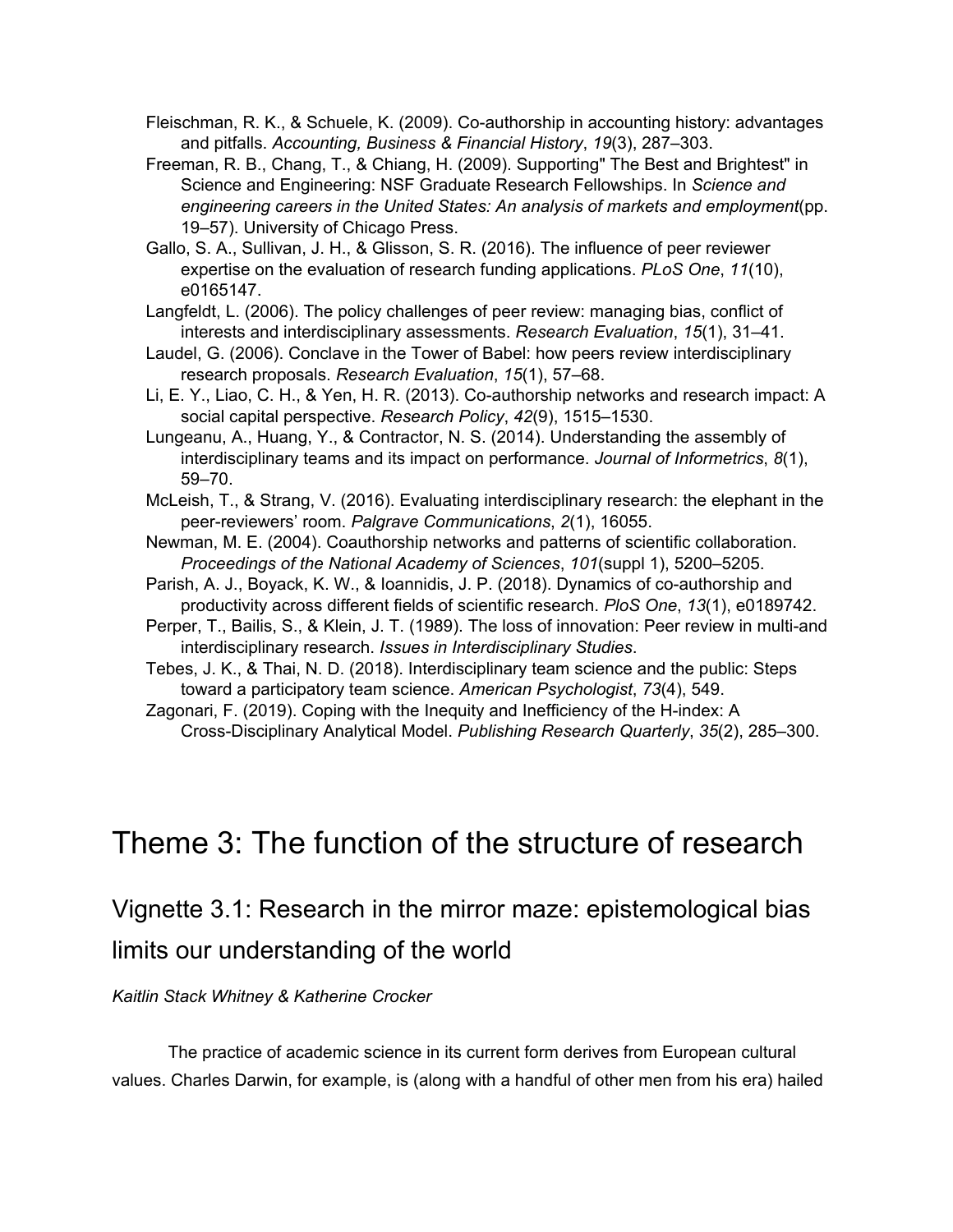Fleischman, R. K., & Schuele, K. (2009). Co-authorship in accounting history: advantages and pitfalls. *Accounting, Business & Financial History*, *19*(3), 287–303.

Freeman, R. B., Chang, T., & Chiang, H. (2009). Supporting" The Best and Brightest" in Science and Engineering: NSF Graduate Research Fellowships. In *Science and engineering careers in the United States: An analysis of markets and employment*(pp. 19–57). University of Chicago Press.

Gallo, S. A., Sullivan, J. H., & Glisson, S. R. (2016). The influence of peer reviewer expertise on the evaluation of research funding applications. *PLoS One*, *11*(10), e0165147.

Langfeldt, L. (2006). The policy challenges of peer review: managing bias, conflict of interests and interdisciplinary assessments. *Research Evaluation*, *15*(1), 31–41.

Laudel, G. (2006). Conclave in the Tower of Babel: how peers review interdisciplinary research proposals. *Research Evaluation*, *15*(1), 57–68.

Li, E. Y., Liao, C. H., & Yen, H. R. (2013). Co-authorship networks and research impact: A social capital perspective. *Research Policy*, *42*(9), 1515–1530.

Lungeanu, A., Huang, Y., & Contractor, N. S. (2014). Understanding the assembly of interdisciplinary teams and its impact on performance. *Journal of Informetrics*, *8*(1), 59–70.

McLeish, T., & Strang, V. (2016). Evaluating interdisciplinary research: the elephant in the peer-reviewers' room. *Palgrave Communications*, *2*(1), 16055.

Newman, M. E. (2004). Coauthorship networks and patterns of scientific collaboration. *Proceedings of the National Academy of Sciences*, *101*(suppl 1), 5200–5205.

Parish, A. J., Boyack, K. W., & Ioannidis, J. P. (2018). Dynamics of co-authorship and productivity across different fields of scientific research. *PloS One*, *13*(1), e0189742.

Perper, T., Bailis, S., & Klein, J. T. (1989). The loss of innovation: Peer review in multi-and interdisciplinary research. *Issues in Interdisciplinary Studies*.

Tebes, J. K., & Thai, N. D. (2018). Interdisciplinary team science and the public: Steps toward a participatory team science. *American Psychologist*, *73*(4), 549.

Zagonari, F. (2019). Coping with the Inequity and Inefficiency of the H-index: A Cross-Disciplinary Analytical Model. *Publishing Research Quarterly*, *35*(2), 285–300.

# Theme 3: The function of the structure of research

## Vignette 3.1: Research in the mirror maze: epistemological bias limits our understanding of the world

*Kaitlin Stack Whitney & Katherine Crocker*

The practice of academic science in its current form derives from European cultural values. Charles Darwin, for example, is (along with a handful of other men from his era) hailed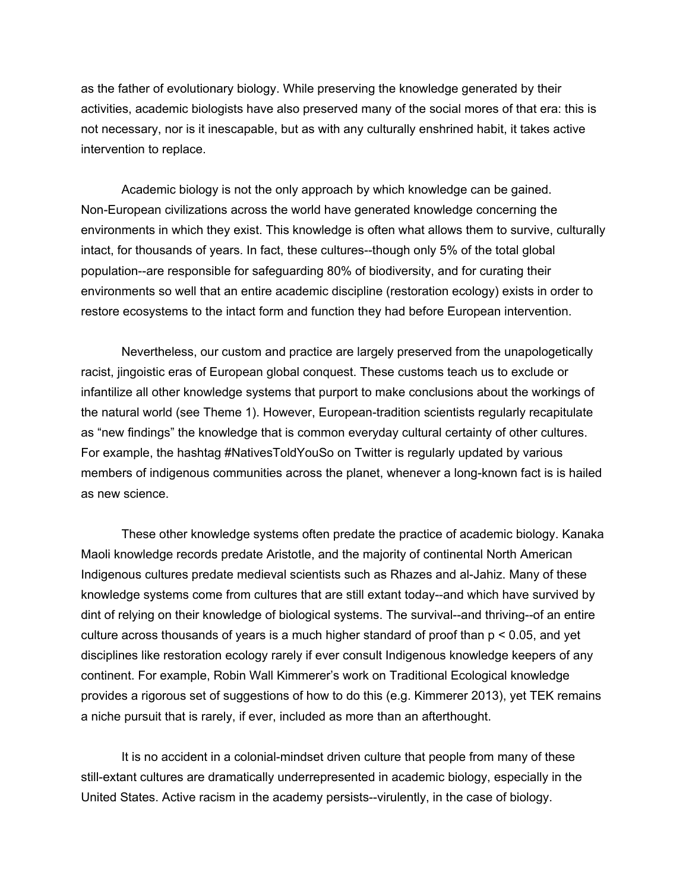as the father of evolutionary biology. While preserving the knowledge generated by their activities, academic biologists have also preserved many of the social mores of that era: this is not necessary, nor is it inescapable, but as with any culturally enshrined habit, it takes active intervention to replace.

Academic biology is not the only approach by which knowledge can be gained. Non-European civilizations across the world have generated knowledge concerning the environments in which they exist. This knowledge is often what allows them to survive, culturally intact, for thousands of years. In fact, these cultures--though only 5% of the total global population--are responsible for safeguarding 80% of biodiversity, and for curating their environments so well that an entire academic discipline (restoration ecology) exists in order to restore ecosystems to the intact form and function they had before European intervention.

Nevertheless, our custom and practice are largely preserved from the unapologetically racist, jingoistic eras of European global conquest. These customs teach us to exclude or infantilize all other knowledge systems that purport to make conclusions about the workings of the natural world (see Theme 1). However, European-tradition scientists regularly recapitulate as "new findings" the knowledge that is common everyday cultural certainty of other cultures. For example, the hashtag #NativesToldYouSo on Twitter is regularly updated by various members of indigenous communities across the planet, whenever a long-known fact is is hailed as new science.

These other knowledge systems often predate the practice of academic biology. Kanaka Maoli knowledge records predate Aristotle, and the majority of continental North American Indigenous cultures predate medieval scientists such as Rhazes and al-Jahiz. Many of these knowledge systems come from cultures that are still extant today--and which have survived by dint of relying on their knowledge of biological systems. The survival--and thriving--of an entire culture across thousands of years is a much higher standard of proof than $p < 0.05$, and yet disciplines like restoration ecology rarely if ever consult Indigenous knowledge keepers of any continent. For example, Robin Wall Kimmerer's work on Traditional Ecological knowledge provides a rigorous set of suggestions of how to do this (e.g. Kimmerer 2013), yet TEK remains a niche pursuit that is rarely, if ever, included as more than an afterthought.

It is no accident in a colonial-mindset driven culture that people from many of these still-extant cultures are dramatically underrepresented in academic biology, especially in the United States. Active racism in the academy persists--virulently, in the case of biology.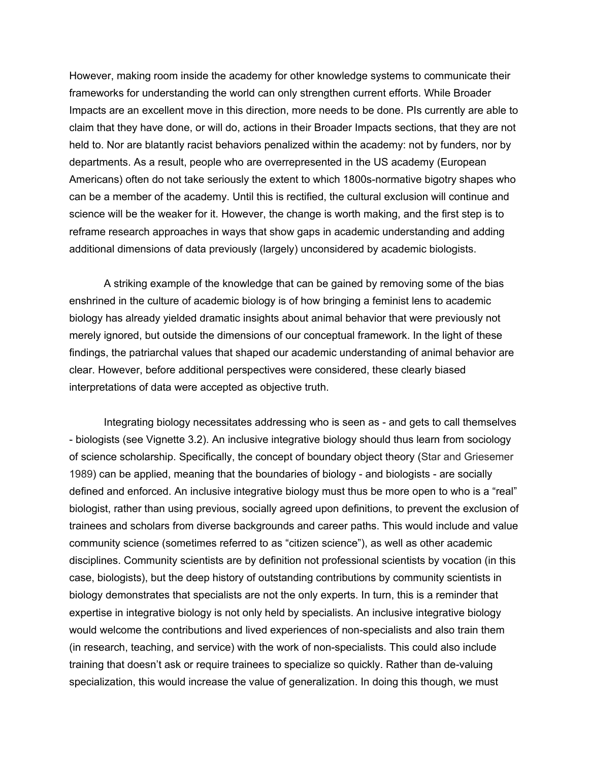However, making room inside the academy for other knowledge systems to communicate their frameworks for understanding the world can only strengthen current efforts. While Broader Impacts are an excellent move in this direction, more needs to be done. PIs currently are able to claim that they have done, or will do, actions in their Broader Impacts sections, that they are not held to. Nor are blatantly racist behaviors penalized within the academy: not by funders, nor by departments. As a result, people who are overrepresented in the US academy (European Americans) often do not take seriously the extent to which 1800s-normative bigotry shapes who can be a member of the academy. Until this is rectified, the cultural exclusion will continue and science will be the weaker for it. However, the change is worth making, and the first step is to reframe research approaches in ways that show gaps in academic understanding and adding additional dimensions of data previously (largely) unconsidered by academic biologists.

A striking example of the knowledge that can be gained by removing some of the bias enshrined in the culture of academic biology is of how bringing a feminist lens to academic biology has already yielded dramatic insights about animal behavior that were previously not merely ignored, but outside the dimensions of our conceptual framework. In the light of these findings, the patriarchal values that shaped our academic understanding of animal behavior are clear. However, before additional perspectives were considered, these clearly biased interpretations of data were accepted as objective truth.

Integrating biology necessitates addressing who is seen as - and gets to call themselves - biologists (see Vignette 3.2). An inclusive integrative biology should thus learn from sociology of science scholarship. Specifically, the concept of boundary object theory (Star and Griesemer 1989) can be applied, meaning that the boundaries of biology - and biologists - are socially defined and enforced. An inclusive integrative biology must thus be more open to who is a "real" biologist, rather than using previous, socially agreed upon definitions, to prevent the exclusion of trainees and scholars from diverse backgrounds and career paths. This would include and value community science (sometimes referred to as "citizen science"), as well as other academic disciplines. Community scientists are by definition not professional scientists by vocation (in this case, biologists), but the deep history of outstanding contributions by community scientists in biology demonstrates that specialists are not the only experts. In turn, this is a reminder that expertise in integrative biology is not only held by specialists. An inclusive integrative biology would welcome the contributions and lived experiences of non-specialists and also train them (in research, teaching, and service) with the work of non-specialists. This could also include training that doesn't ask or require trainees to specialize so quickly. Rather than de-valuing specialization, this would increase the value of generalization. In doing this though, we must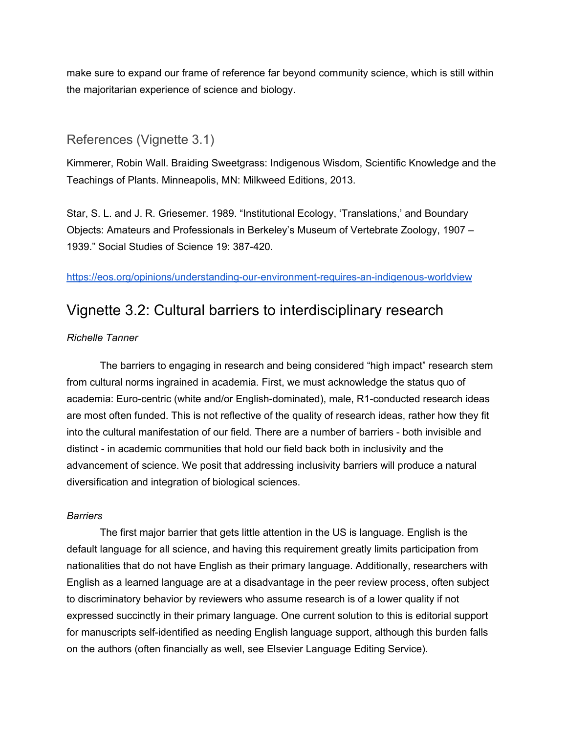make sure to expand our frame of reference far beyond community science, which is still within the majoritarian experience of science and biology.

### References (Vignette 3.1)

Kimmerer, Robin Wall. Braiding Sweetgrass: Indigenous Wisdom, Scientific Knowledge and the Teachings of Plants. Minneapolis, MN: Milkweed Editions, 2013.

Star, S. L. and J. R. Griesemer. 1989. "Institutional Ecology, 'Translations,' and Boundary Objects: Amateurs and Professionals in Berkeley's Museum of Vertebrate Zoology, 1907 – 1939." Social Studies of Science 19: 387-420.

https://eos.org/opinions/understanding-our-environment-requires-an-indigenous-worldview

## Vignette 3.2: Cultural barriers to interdisciplinary research

*Richelle Tanner*

The barriers to engaging in research and being considered "high impact" research stem from cultural norms ingrained in academia. First, we must acknowledge the status quo of academia: Euro-centric (white and/or English-dominated), male, R1-conducted research ideas are most often funded. This is not reflective of the quality of research ideas, rather how they fit into the cultural manifestation of our field. There are a number of barriers - both invisible and distinct - in academic communities that hold our field back both in inclusivity and the advancement of science. We posit that addressing inclusivity barriers will produce a natural diversification and integration of biological sciences.

*Barriers*

The first major barrier that gets little attention in the US is language. English is the default language for all science, and having this requirement greatly limits participation from nationalities that do not have English as their primary language. Additionally, researchers with English as a learned language are at a disadvantage in the peer review process, often subject to discriminatory behavior by reviewers who assume research is of a lower quality if not expressed succinctly in their primary language. One current solution to this is editorial support for manuscripts self-identified as needing English language support, although this burden falls on the authors (often financially as well, see Elsevier Language Editing Service).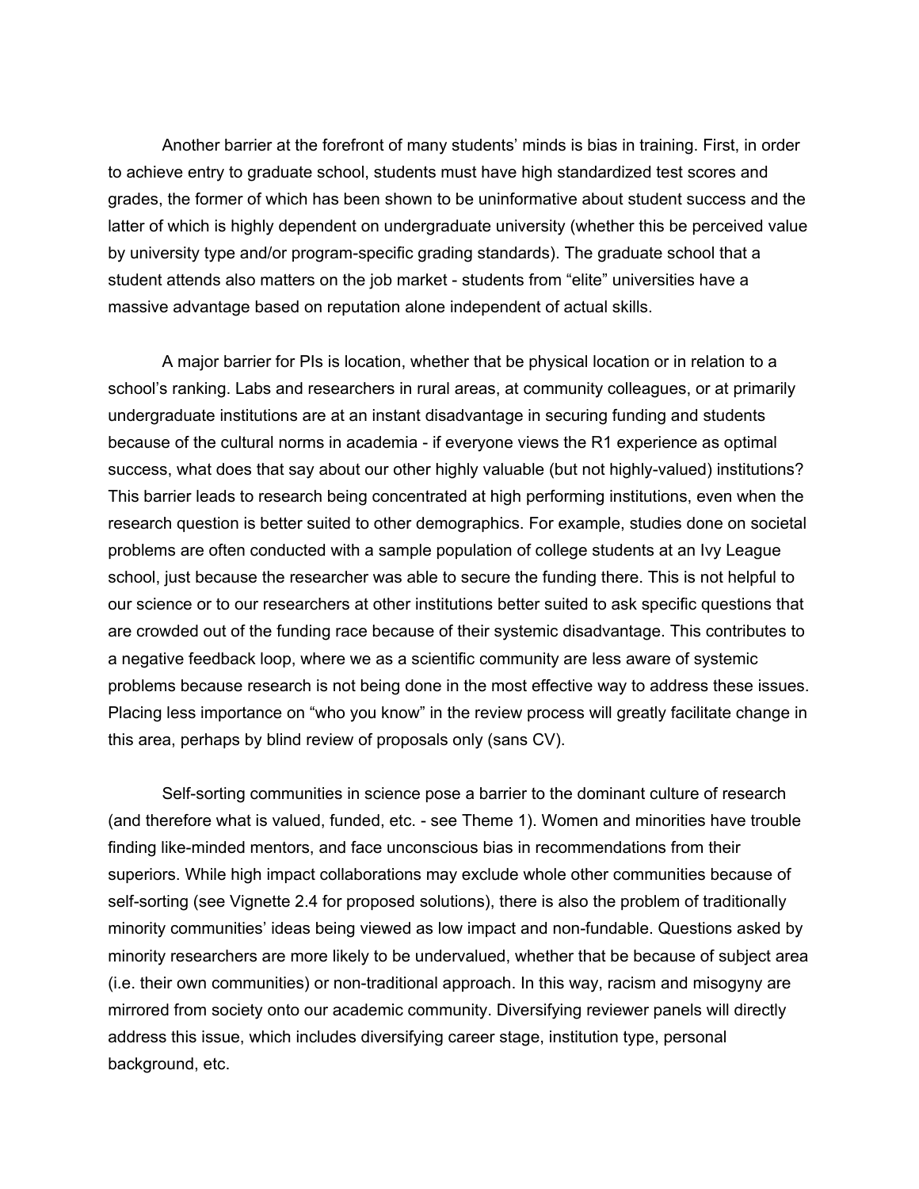Another barrier at the forefront of many students' minds is bias in training. First, in order to achieve entry to graduate school, students must have high standardized test scores and grades, the former of which has been shown to be uninformative about student success and the latter of which is highly dependent on undergraduate university (whether this be perceived value by university type and/or program-specific grading standards). The graduate school that a student attends also matters on the job market - students from "elite" universities have a massive advantage based on reputation alone independent of actual skills.

A major barrier for PIs is location, whether that be physical location or in relation to a school's ranking. Labs and researchers in rural areas, at community colleagues, or at primarily undergraduate institutions are at an instant disadvantage in securing funding and students because of the cultural norms in academia - if everyone views the R1 experience as optimal success, what does that say about our other highly valuable (but not highly-valued) institutions? This barrier leads to research being concentrated at high performing institutions, even when the research question is better suited to other demographics. For example, studies done on societal problems are often conducted with a sample population of college students at an Ivy League school, just because the researcher was able to secure the funding there. This is not helpful to our science or to our researchers at other institutions better suited to ask specific questions that are crowded out of the funding race because of their systemic disadvantage. This contributes to a negative feedback loop, where we as a scientific community are less aware of systemic problems because research is not being done in the most effective way to address these issues. Placing less importance on "who you know" in the review process will greatly facilitate change in this area, perhaps by blind review of proposals only (sans CV).

Self-sorting communities in science pose a barrier to the dominant culture of research (and therefore what is valued, funded, etc. - see Theme 1). Women and minorities have trouble finding like-minded mentors, and face unconscious bias in recommendations from their superiors. While high impact collaborations may exclude whole other communities because of self-sorting (see Vignette 2.4 for proposed solutions), there is also the problem of traditionally minority communities' ideas being viewed as low impact and non-fundable. Questions asked by minority researchers are more likely to be undervalued, whether that be because of subject area (i.e. their own communities) or non-traditional approach. In this way, racism and misogyny are mirrored from society onto our academic community. Diversifying reviewer panels will directly address this issue, which includes diversifying career stage, institution type, personal background, etc.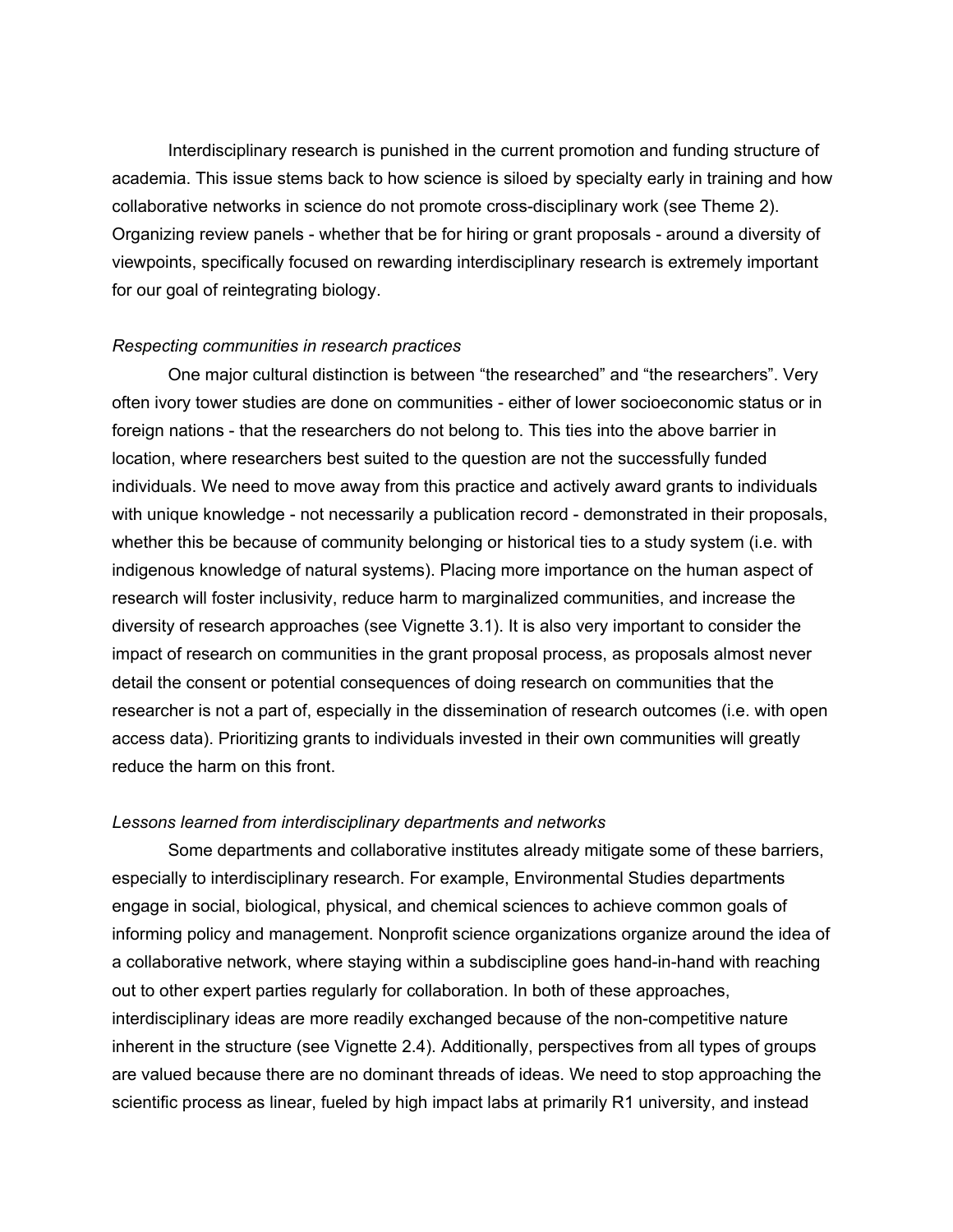Interdisciplinary research is punished in the current promotion and funding structure of academia. This issue stems back to how science is siloed by specialty early in training and how collaborative networks in science do not promote cross-disciplinary work (see Theme 2). Organizing review panels - whether that be for hiring or grant proposals - around a diversity of viewpoints, specifically focused on rewarding interdisciplinary research is extremely important for our goal of reintegrating biology.

*Respecting communities in research practices*

One major cultural distinction is between “the researched” and “the researchers”. Very often ivory tower studies are done on communities - either of lower socioeconomic status or in foreign nations - that the researchers do not belong to. This ties into the above barrier in location, where researchers best suited to the question are not the successfully funded individuals. We need to move away from this practice and actively award grants to individuals with unique knowledge - not necessarily a publication record - demonstrated in their proposals, whether this be because of community belonging or historical ties to a study system (i.e. with indigenous knowledge of natural systems). Placing more importance on the human aspect of research will foster inclusivity, reduce harm to marginalized communities, and increase the diversity of research approaches (see Vignette 3.1). It is also very important to consider the impact of research on communities in the grant proposal process, as proposals almost never detail the consent or potential consequences of doing research on communities that the researcher is not a part of, especially in the dissemination of research outcomes (i.e. with open access data). Prioritizing grants to individuals invested in their own communities will greatly reduce the harm on this front.

*Lessons learned from interdisciplinary departments and networks*

Some departments and collaborative institutes already mitigate some of these barriers, especially to interdisciplinary research. For example, Environmental Studies departments engage in social, biological, physical, and chemical sciences to achieve common goals of informing policy and management. Nonprofit science organizations organize around the idea of a collaborative network, where staying within a subdiscipline goes hand-in-hand with reaching out to other expert parties regularly for collaboration. In both of these approaches, interdisciplinary ideas are more readily exchanged because of the non-competitive nature inherent in the structure (see Vignette 2.4). Additionally, perspectives from all types of groups are valued because there are no dominant threads of ideas. We need to stop approaching the scientific process as linear, fueled by high impact labs at primarily R1 university, and instead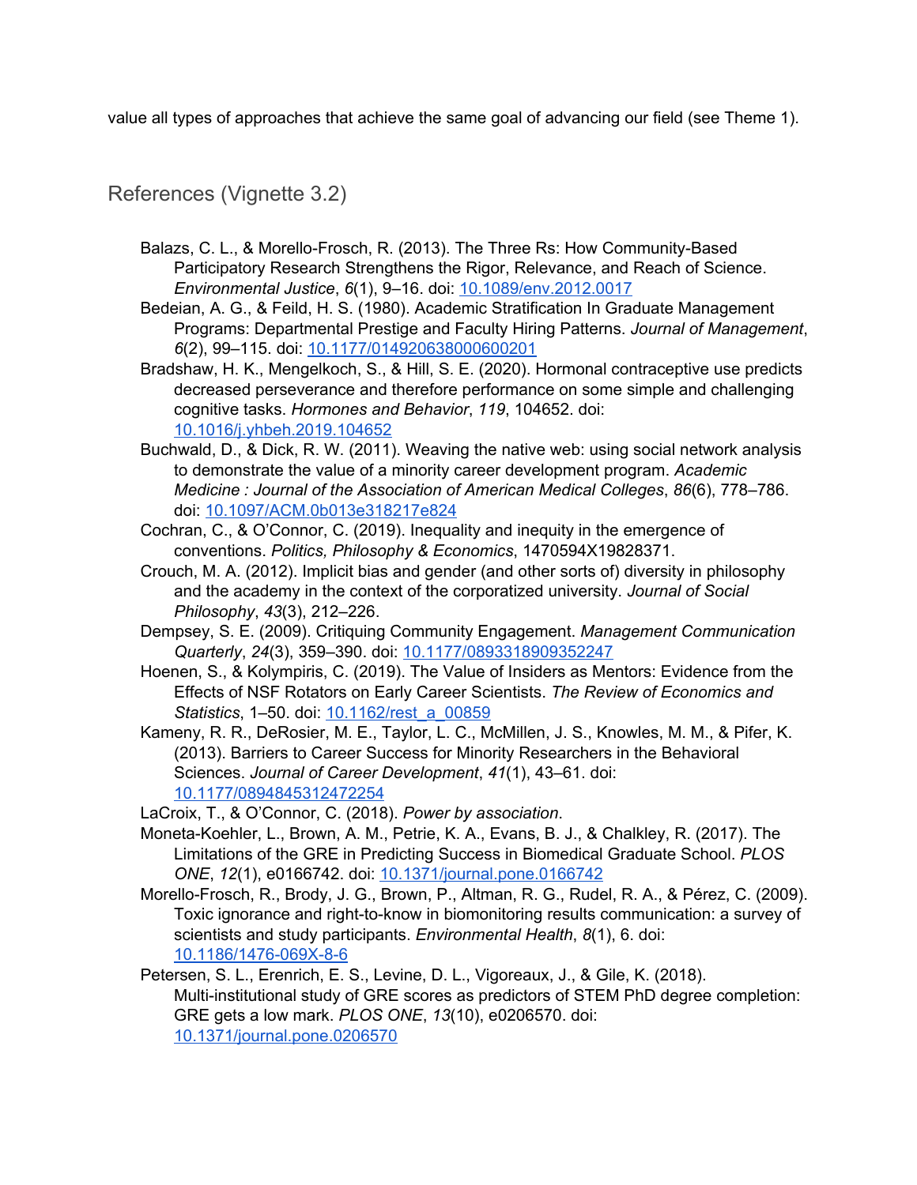value all types of approaches that achieve the same goal of advancing our field (see Theme 1).

## References (Vignette 3.2)

- Balazs, C. L., & Morello-Frosch, R. (2013). The Three Rs: How Community-Based Participatory Research Strengthens the Rigor, Relevance, and Reach of Science. *Environmental Justice*, *6*(1), 9–16. doi: 10.1089/env.2012.0017
- Bedeian, A. G., & Feild, H. S. (1980). Academic Stratification In Graduate Management Programs: Departmental Prestige and Faculty Hiring Patterns. *Journal of Management*, *6*(2), 99–115. doi: 10.1177/014920638000600201
- Bradshaw, H. K., Mengelkoch, S., & Hill, S. E. (2020). Hormonal contraceptive use predicts decreased perseverance and therefore performance on some simple and challenging cognitive tasks. *Hormones and Behavior*, *119*, 104652. doi: 10.1016/j.yhbeh.2019.104652
- Buchwald, D., & Dick, R. W. (2011). Weaving the native web: using social network analysis to demonstrate the value of a minority career development program. *Academic Medicine : Journal of the Association of American Medical Colleges*, *86*(6), 778–786. doi: 10.1097/ACM.0b013e318217e824
- Cochran, C., & O'Connor, C. (2019). Inequality and inequity in the emergence of conventions. *Politics, Philosophy & Economics*, 1470594X19828371.
- Crouch, M. A. (2012). Implicit bias and gender (and other sorts of) diversity in philosophy and the academy in the context of the corporatized university. *Journal of Social Philosophy*, *43*(3), 212–226.
- Dempsey, S. E. (2009). Critiquing Community Engagement. *Management Communication Quarterly*, *24*(3), 359–390. doi: 10.1177/0893318909352247
- Hoenen, S., & Kolympiris, C. (2019). The Value of Insiders as Mentors: Evidence from the Effects of NSF Rotators on Early Career Scientists. *The Review of Economics and Statistics*, 1–50. doi: 10.1162/rest_a_00859
- Kameny, R. R., DeRosier, M. E., Taylor, L. C., McMillen, J. S., Knowles, M. M., & Pifer, K. (2013). Barriers to Career Success for Minority Researchers in the Behavioral Sciences. *Journal of Career Development*, *41*(1), 43–61. doi: 10.1177/0894845312472254
- LaCroix, T., & O'Connor, C. (2018). *Power by association*.
- Moneta-Koehler, L., Brown, A. M., Petrie, K. A., Evans, B. J., & Chalkley, R. (2017). The Limitations of the GRE in Predicting Success in Biomedical Graduate School. *PLOS ONE*, *12*(1), e0166742. doi: 10.1371/journal.pone.0166742
- Morello-Frosch, R., Brody, J. G., Brown, P., Altman, R. G., Rudel, R. A., & Pérez, C. (2009). Toxic ignorance and right-to-know in biomonitoring results communication: a survey of scientists and study participants. *Environmental Health*, *8*(1), 6. doi: 10.1186/1476-069X-8-6
- Petersen, S. L., Erenrich, E. S., Levine, D. L., Vigoreaux, J., & Gile, K. (2018). Multi-institutional study of GRE scores as predictors of STEM PhD degree completion: GRE gets a low mark. *PLOS ONE*, *13*(10), e0206570. doi: 10.1371/journal.pone.0206570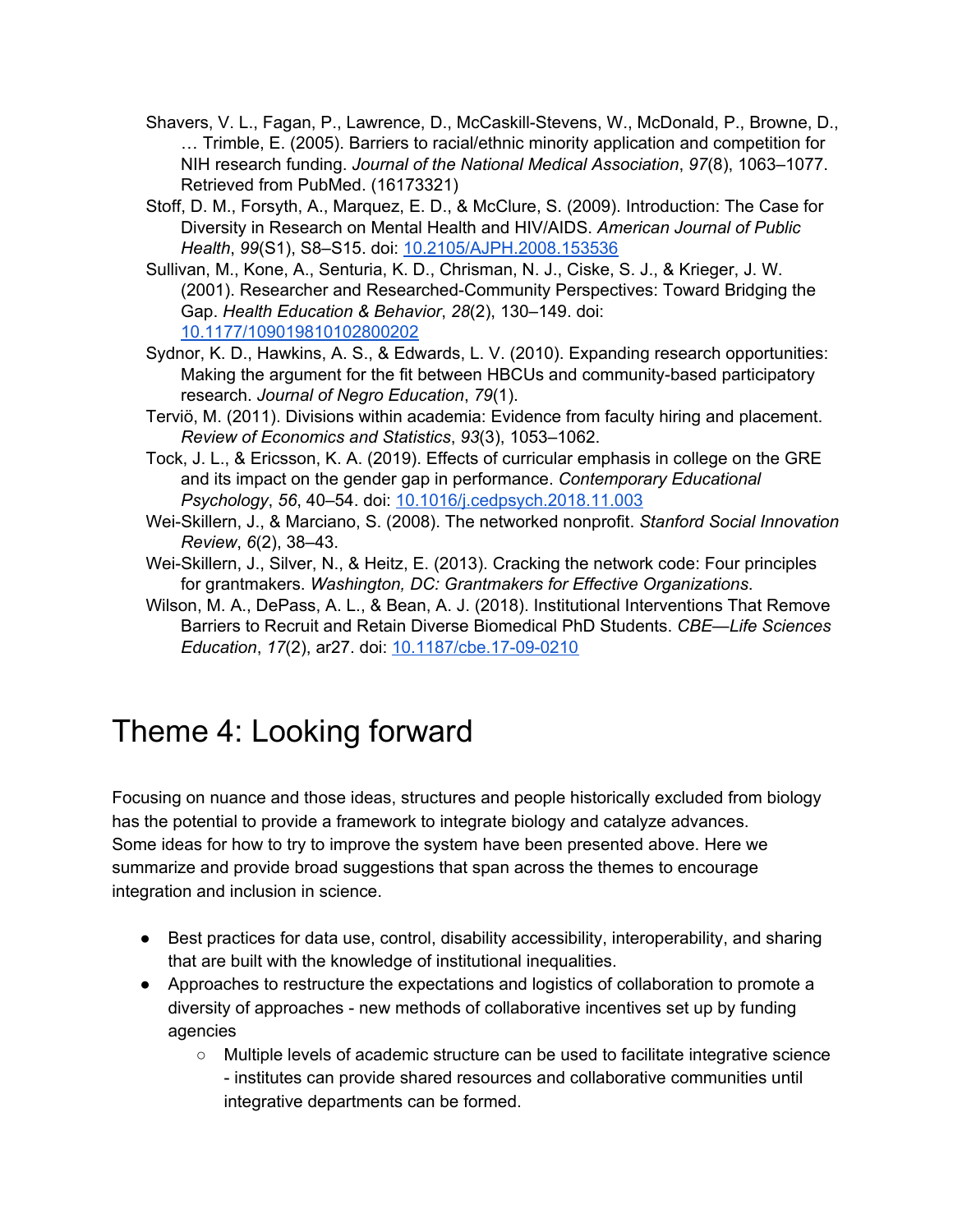Shavers, V. L., Fagan, P., Lawrence, D., McCaskill-Stevens, W., McDonald, P., Browne, D., … Trimble, E. (2005). Barriers to racial/ethnic minority application and competition for NIH research funding. *Journal of the National Medical Association*, *97*(8), 1063–1077. Retrieved from PubMed. (16173321)

Stoff, D. M., Forsyth, A., Marquez, E. D., & McClure, S. (2009). Introduction: The Case for Diversity in Research on Mental Health and HIV/AIDS. *American Journal of Public Health*, *99*(S1), S8–S15. doi: [10.2105/AJPH.2008.153536](https://doi.org/10.2105/AJPH.2008.153536)

Sullivan, M., Kone, A., Senturia, K. D., Chrisman, N. J., Ciske, S. J., & Krieger, J. W. (2001). Researcher and Researched-Community Perspectives: Toward Bridging the Gap. *Health Education & Behavior*, *28*(2), 130–149. doi: [10.1177/109019810102800202](https://doi.org/10.1177/109019810102800202)

Sydnor, K. D., Hawkins, A. S., & Edwards, L. V. (2010). Expanding research opportunities: Making the argument for the fit between HBCUs and community-based participatory research. *Journal of Negro Education*, *79*(1).

Terviö, M. (2011). Divisions within academia: Evidence from faculty hiring and placement. *Review of Economics and Statistics*, *93*(3), 1053–1062.

Tock, J. L., & Ericsson, K. A. (2019). Effects of curricular emphasis in college on the GRE and its impact on the gender gap in performance. *Contemporary Educational Psychology*, *56*, 40–54. doi: [10.1016/j.cedpsych.2018.11.003](https://doi.org/10.1016/j.cedpsych.2018.11.003)

Wei-Skillern, J., & Marciano, S. (2008). The networked nonprofit. *Stanford Social Innovation Review*, *6*(2), 38–43.

Wei-Skillern, J., Silver, N., & Heitz, E. (2013). Cracking the network code: Four principles for grantmakers. *Washington, DC: Grantmakers for Effective Organizations*.

Wilson, M. A., DePass, A. L., & Bean, A. J. (2018). Institutional Interventions That Remove Barriers to Recruit and Retain Diverse Biomedical PhD Students. *CBE—Life Sciences Education*, *17*(2), ar27. doi: [10.1187/cbe.17-09-0210](https://doi.org/10.1187/cbe.17-09-0210)

# Theme 4: Looking forward

Focusing on nuance and those ideas, structures and people historically excluded from biology has the potential to provide a framework to integrate biology and catalyze advances. Some ideas for how to try to improve the system have been presented above. Here we summarize and provide broad suggestions that span across the themes to encourage integration and inclusion in science.

- Best practices for data use, control, disability accessibility, interoperability, and sharing that are built with the knowledge of institutional inequalities.
- Approaches to restructure the expectations and logistics of collaboration to promote a diversity of approaches - new methods of collaborative incentives set up by funding agencies
    - Multiple levels of academic structure can be used to facilitate integrative science - institutes can provide shared resources and collaborative communities until integrative departments can be formed.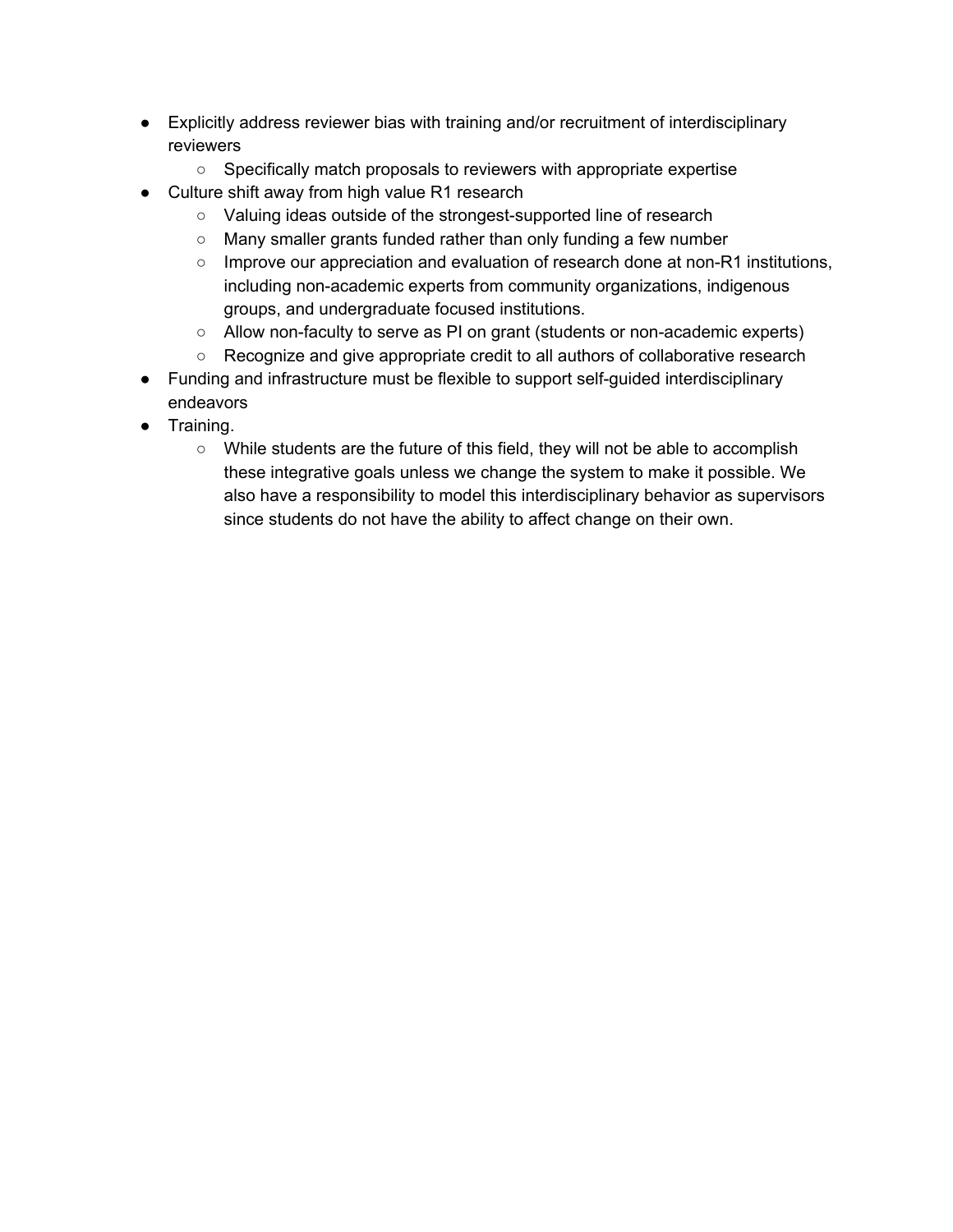- Explicitly address reviewer bias with training and/or recruitment of interdisciplinary reviewers
    - Specifically match proposals to reviewers with appropriate expertise
- Culture shift away from high value R1 research
    - Valuing ideas outside of the strongest-supported line of research
    - Many smaller grants funded rather than only funding a few number
    - Improve our appreciation and evaluation of research done at non-R1 institutions, including non-academic experts from community organizations, indigenous groups, and undergraduate focused institutions.
    - Allow non-faculty to serve as PI on grant (students or non-academic experts)
    - Recognize and give appropriate credit to all authors of collaborative research
- Funding and infrastructure must be flexible to support self-guided interdisciplinary endeavors
- Training.
    - While students are the future of this field, they will not be able to accomplish these integrative goals unless we change the system to make it possible. We also have a responsibility to model this interdisciplinary behavior as supervisors since students do not have the ability to affect change on their own.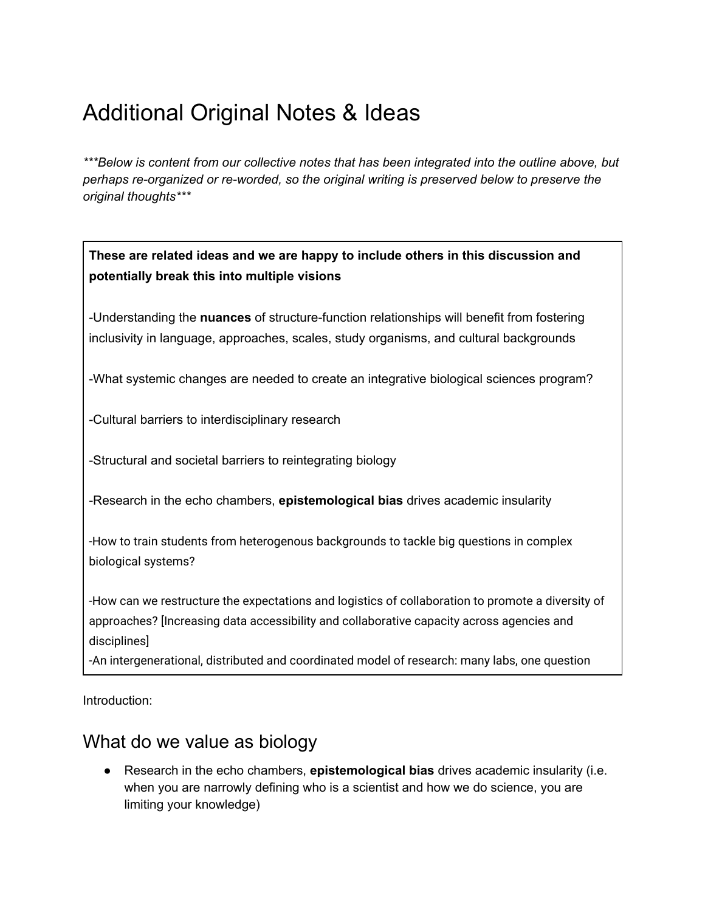# Additional Original Notes & Ideas

****Below is content from our collective notes that has been integrated into the outline above, but perhaps re-organized or re-worded, so the original writing is preserved below to preserve the original thoughts****

**These are related ideas and we are happy to include others in this discussion and potentially break this into multiple visions**

-Understanding the **nuances** of structure-function relationships will benefit from fostering inclusivity in language, approaches, scales, study organisms, and cultural backgrounds

-What systemic changes are needed to create an integrative biological sciences program?

-Cultural barriers to interdisciplinary research

-Structural and societal barriers to reintegrating biology

-Research in the echo chambers, **epistemological bias** drives academic insularity

-How to train students from heterogenous backgrounds to tackle big questions in complex biological systems?

-How can we restructure the expectations and logistics of collaboration to promote a diversity of approaches? [Increasing data accessibility and collaborative capacity across agencies and disciplines]

-An intergenerational, distributed and coordinated model of research: many labs, one question

Introduction:

## What do we value as biology

- Research in the echo chambers, **epistemological bias** drives academic insularity (i.e. when you are narrowly defining who is a scientist and how we do science, you are limiting your knowledge)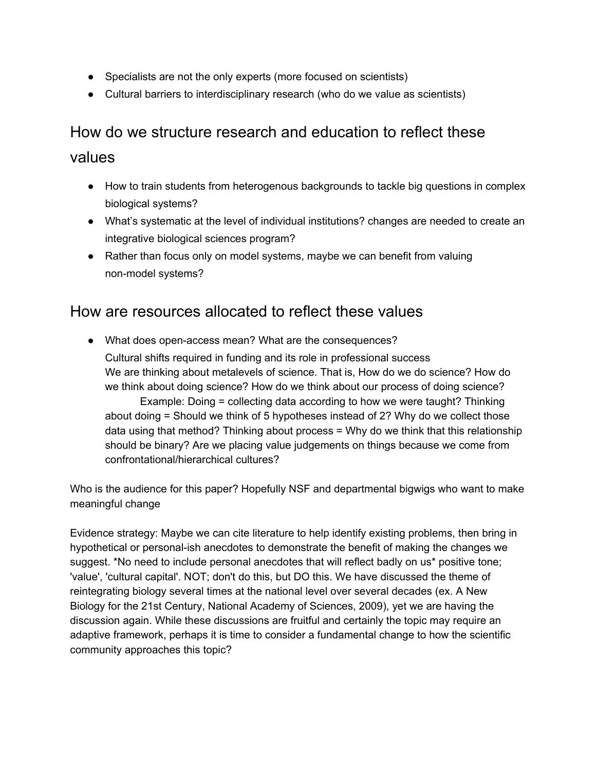- Specialists are not the only experts (more focused on scientists)
- Cultural barriers to interdisciplinary research (who do we value as scientists)

## How do we structure research and education to reflect these values

- How to train students from heterogenous backgrounds to tackle big questions in complex biological systems?
- What's systematic at the level of individual institutions? changes are needed to create an integrative biological sciences program?
- Rather than focus only on model systems, maybe we can benefit from valuing non-model systems?

## How are resources allocated to reflect these values

- What does open-access mean? What are the consequences?
  Cultural shifts required in funding and its role in professional success
  We are thinking about metalevels of science. That is, How do we do science? How do we think about doing science? How do we think about our process of doing science?
  Example: Doing = collecting data according to how we were taught? Thinking about doing = Should we think of 5 hypotheses instead of 2? Why do we collect those data using that method? Thinking about process = Why do we think that this relationship should be binary? Are we placing value judgements on things because we come from confrontational/hierarchical cultures?

Who is the audience for this paper? Hopefully NSF and departmental bigwigs who want to make meaningful change

Evidence strategy: Maybe we can cite literature to help identify existing problems, then bring in hypothetical or personal-ish anecdotes to demonstrate the benefit of making the changes we suggest. *No need to include personal anecdotes that will reflect badly on us* positive tone; 'value', 'cultural capital'. NOT; don't do this, but DO this. We have discussed the theme of reintegrating biology several times at the national level over several decades (ex. A New Biology for the 21st Century, National Academy of Sciences, 2009), yet we are having the discussion again. While these discussions are fruitful and certainly the topic may require an adaptive framework, perhaps it is time to consider a fundamental change to how the scientific community approaches this topic?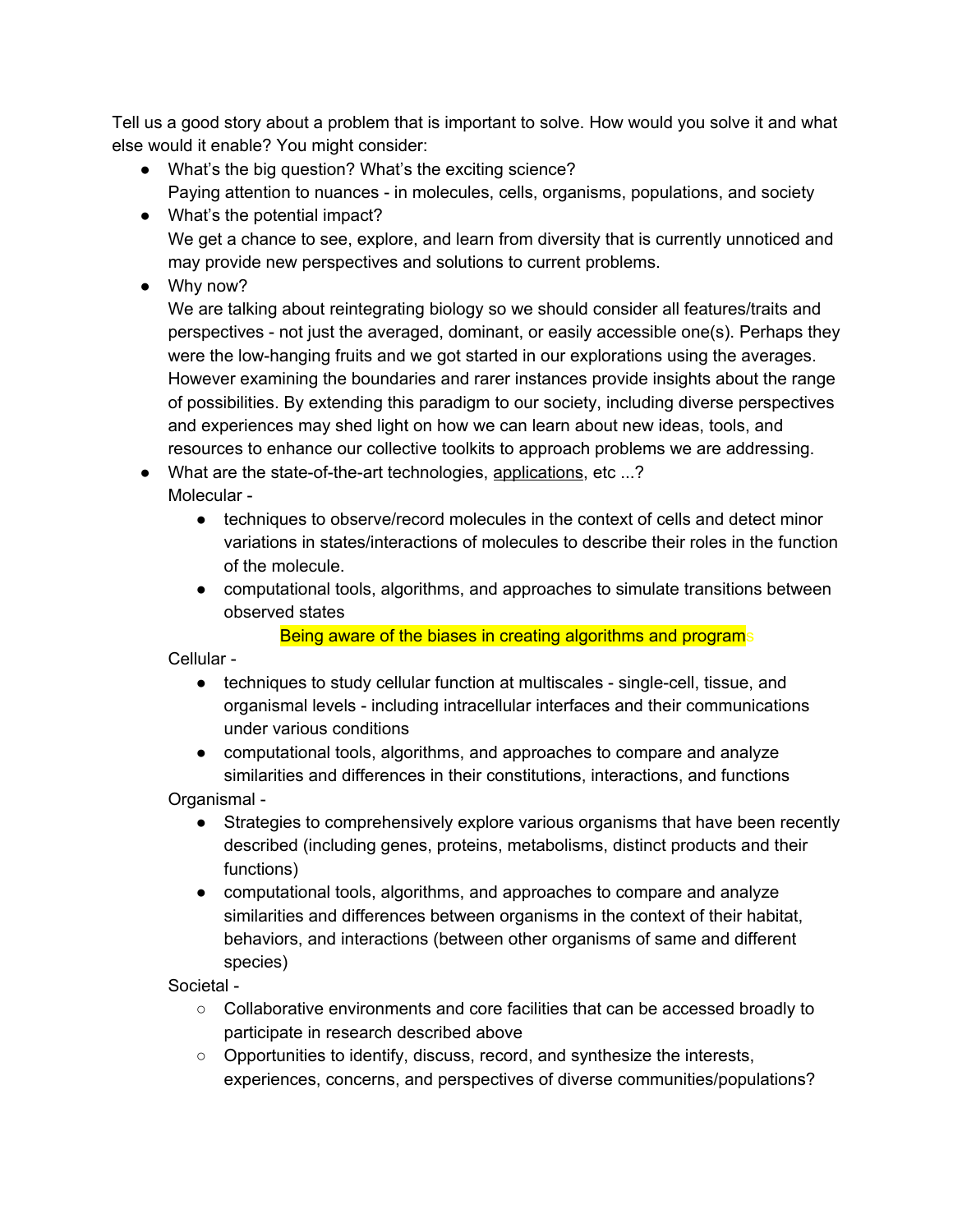Tell us a good story about a problem that is important to solve. How would you solve it and what else would it enable? You might consider:

- What's the big question? What's the exciting science?
  Paying attention to nuances - in molecules, cells, organisms, populations, and society
- What's the potential impact?
  We get a chance to see, explore, and learn from diversity that is currently unnoticed and may provide new perspectives and solutions to current problems.
- Why now?
  We are talking about reintegrating biology so we should consider all features/traits and perspectives - not just the averaged, dominant, or easily accessible one(s). Perhaps they were the low-hanging fruits and we got started in our explorations using the averages. However examining the boundaries and rarer instances provide insights about the range of possibilities. By extending this paradigm to our society, including diverse perspectives and experiences may shed light on how we can learn about new ideas, tools, and resources to enhance our collective toolkits to approach problems we are addressing.
- What are the state-of-the-art technologies, applications, etc ...?
  Molecular -
  - techniques to observe/record molecules in the context of cells and detect minor variations in states/interactions of molecules to describe their roles in the function of the molecule.
  - computational tools, algorithms, and approaches to simulate transitions between observed states

    Being aware of the biases in creating algorithms and programs

  Cellular -
  - techniques to study cellular function at multiscales - single-cell, tissue, and organismal levels - including intracellular interfaces and their communications under various conditions
  - computational tools, algorithms, and approaches to compare and analyze similarities and differences in their constitutions, interactions, and functions

  Organismal -
  - Strategies to comprehensively explore various organisms that have been recently described (including genes, proteins, metabolisms, distinct products and their functions)
  - computational tools, algorithms, and approaches to compare and analyze similarities and differences between organisms in the context of their habitat, behaviors, and interactions (between other organisms of same and different species)

  Societal -
  - Collaborative environments and core facilities that can be accessed broadly to participate in research described above
  - Opportunities to identify, discuss, record, and synthesize the interests, experiences, concerns, and perspectives of diverse communities/populations?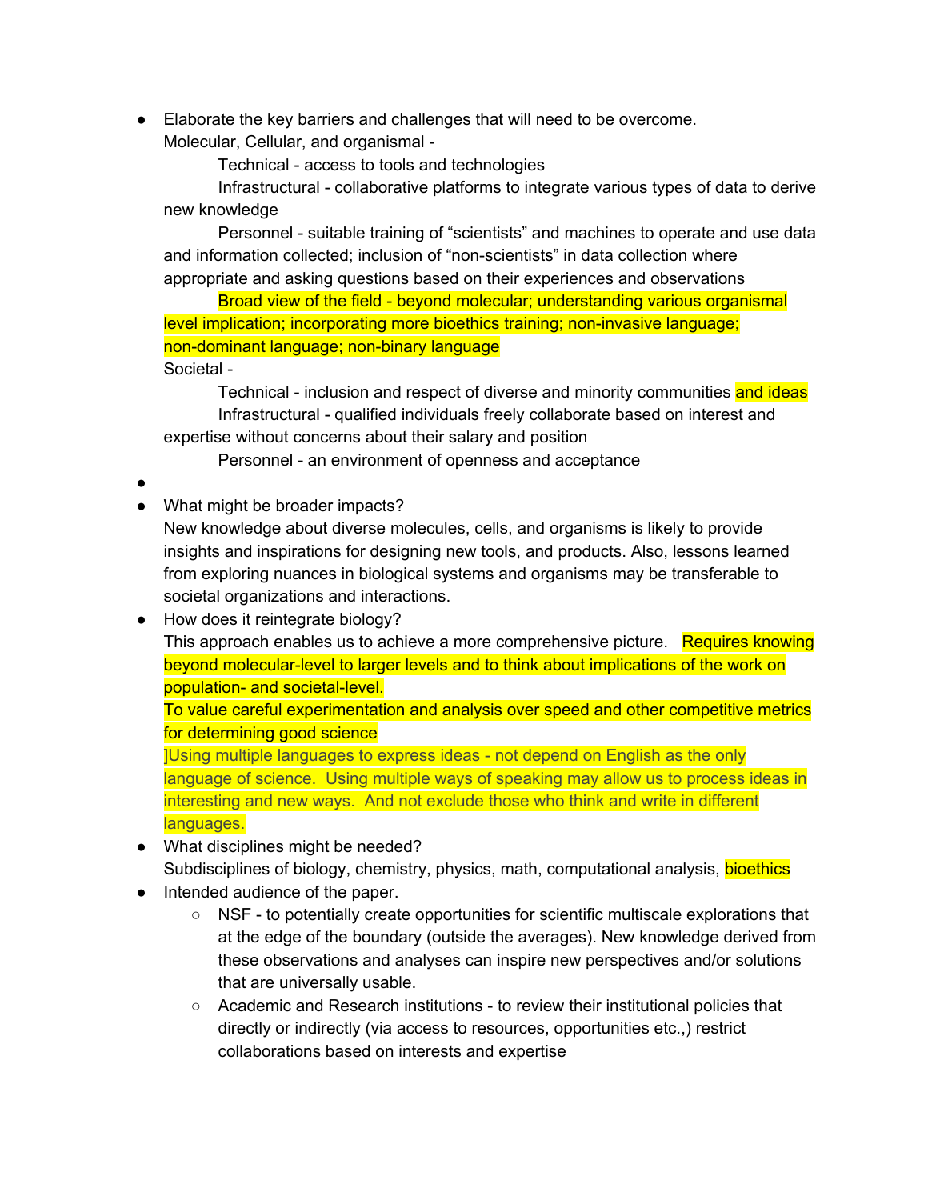- Elaborate the key barriers and challenges that will need to be overcome.
  Molecular, Cellular, and organismal -
  
  Technical - access to tools and technologies
  
  Infrastructural - collaborative platforms to integrate various types of data to derive new knowledge
  
  Personnel - suitable training of "scientists" and machines to operate and use data and information collected; inclusion of "non-scientists" in data collection where appropriate and asking questions based on their experiences and observations
  
  Broad view of the field - beyond molecular; understanding various organismal level implication; incorporating more bioethics training; non-invasive language; non-dominant language; non-binary language
  
  Societal -
  
  Technical - inclusion and respect of diverse and minority communities and ideas
  
  Infrastructural - qualified individuals freely collaborate based on interest and expertise without concerns about their salary and position
  
  Personnel - an environment of openness and acceptance
- 
- What might be broader impacts?
  New knowledge about diverse molecules, cells, and organisms is likely to provide insights and inspirations for designing new tools, and products. Also, lessons learned from exploring nuances in biological systems and organisms may be transferable to societal organizations and interactions.
- How does it reintegrate biology?
  This approach enables us to achieve a more comprehensive picture. Requires knowing beyond molecular-level to larger levels and to think about implications of the work on population- and societal-level.
  
  To value careful experimentation and analysis over speed and other competitive metrics for determining good science
  
  ]Using multiple languages to express ideas - not depend on English as the only language of science. Using multiple ways of speaking may allow us to process ideas in interesting and new ways. And not exclude those who think and write in different languages.
- What disciplines might be needed?
  Subdisciplines of biology, chemistry, physics, math, computational analysis, bioethics
- Intended audience of the paper.
  - NSF - to potentially create opportunities for scientific multiscale explorations that at the edge of the boundary (outside the averages). New knowledge derived from these observations and analyses can inspire new perspectives and/or solutions that are universally usable.
  - Academic and Research institutions - to review their institutional policies that directly or indirectly (via access to resources, opportunities etc.,) restrict collaborations based on interests and expertise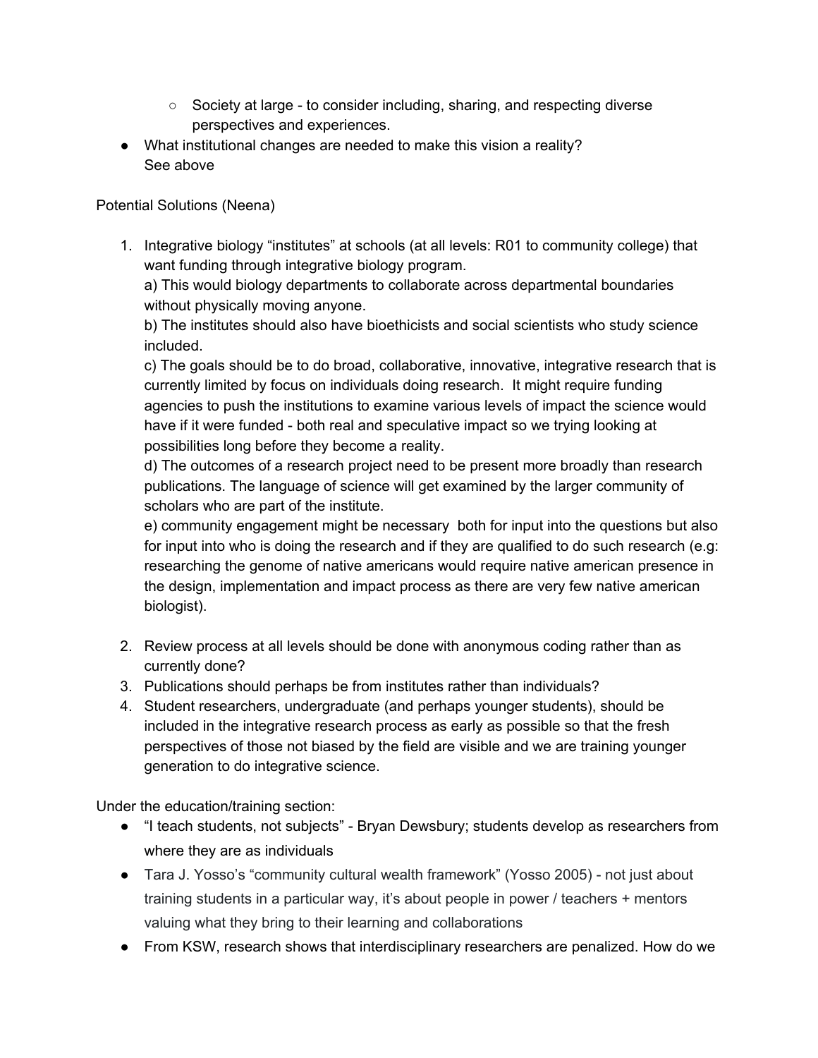- Society at large - to consider including, sharing, and respecting diverse perspectives and experiences.
- What institutional changes are needed to make this vision a reality?
  See above

Potential Solutions (Neena)

1. Integrative biology "institutes" at schools (at all levels: R01 to community college) that want funding through integrative biology program.
   a) This would biology departments to collaborate across departmental boundaries without physically moving anyone.
   b) The institutes should also have bioethicists and social scientists who study science included.
   c) The goals should be to do broad, collaborative, innovative, integrative research that is currently limited by focus on individuals doing research. It might require funding agencies to push the institutions to examine various levels of impact the science would have if it were funded - both real and speculative impact so we trying looking at possibilities long before they become a reality.
   d) The outcomes of a research project need to be present more broadly than research publications. The language of science will get examined by the larger community of scholars who are part of the institute.
   e) community engagement might be necessary both for input into the questions but also for input into who is doing the research and if they are qualified to do such research (e.g: researching the genome of native americans would require native american presence in the design, implementation and impact process as there are very few native american biologist).

2. Review process at all levels should be done with anonymous coding rather than as currently done?
3. Publications should perhaps be from institutes rather than individuals?
4. Student researchers, undergraduate (and perhaps younger students), should be included in the integrative research process as early as possible so that the fresh perspectives of those not biased by the field are visible and we are training younger generation to do integrative science.

Under the education/training section:

- "I teach students, not subjects" - Bryan Dewsbury; students develop as researchers from where they are as individuals
- Tara J. Yosso's "community cultural wealth framework" (Yosso 2005) - not just about training students in a particular way, it's about people in power / teachers + mentors valuing what they bring to their learning and collaborations
- From KSW, research shows that interdisciplinary researchers are penalized. How do we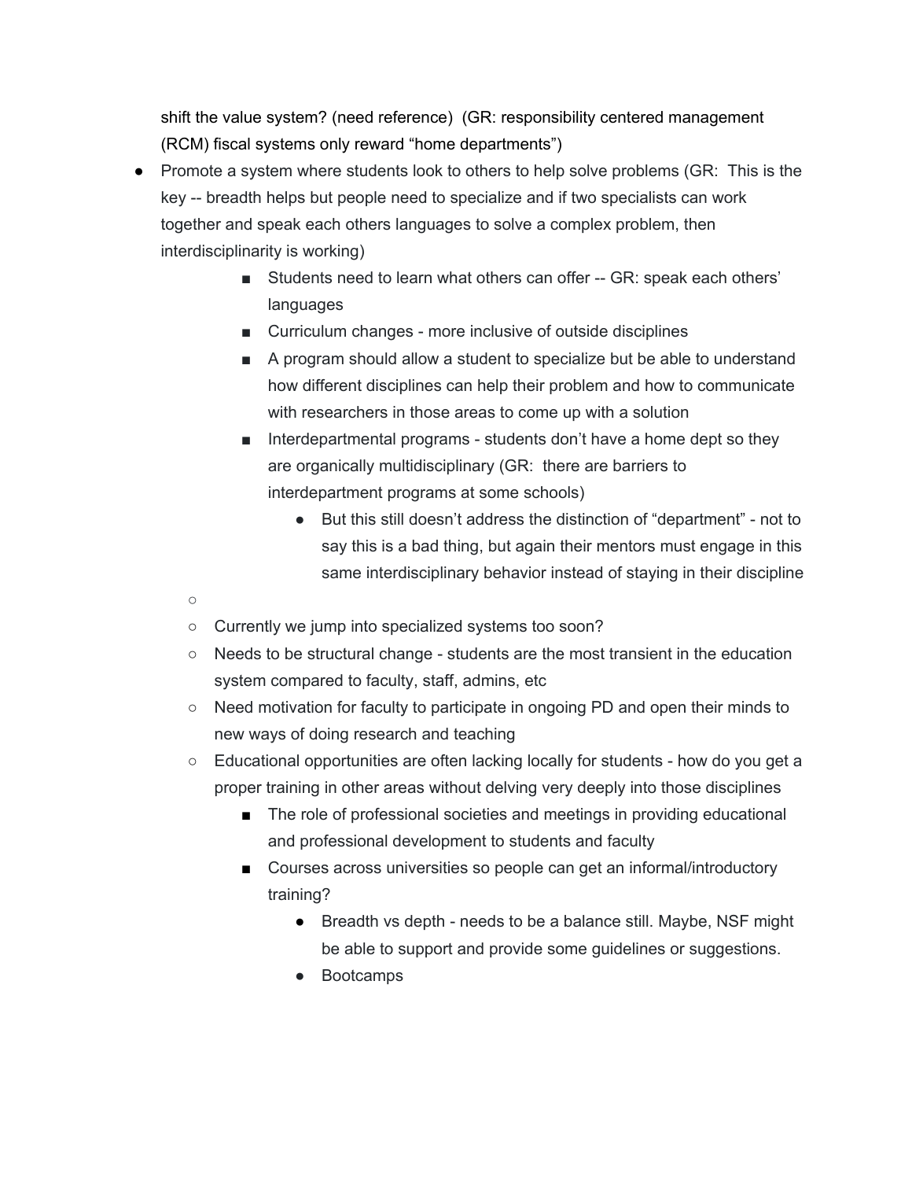shift the value system? (need reference) (GR: responsibility centered management (RCM) fiscal systems only reward "home departments")

- Promote a system where students look to others to help solve problems (GR: This is the key -- breadth helps but people need to specialize and if two specialists can work together and speak each others languages to solve a complex problem, then interdisciplinarity is working)
        - Students need to learn what others can offer -- GR: speak each others' languages
        - Curriculum changes - more inclusive of outside disciplines
        - A program should allow a student to specialize but be able to understand how different disciplines can help their problem and how to communicate with researchers in those areas to come up with a solution
        - Interdepartmental programs - students don't have a home dept so they are organically multidisciplinary (GR: there are barriers to interdepartment programs at some schools)
            - But this still doesn't address the distinction of "department" - not to say this is a bad thing, but again their mentors must engage in this same interdisciplinary behavior instead of staying in their discipline
    - Currently we jump into specialized systems too soon?
    - Needs to be structural change - students are the most transient in the education system compared to faculty, staff, admins, etc
    - Need motivation for faculty to participate in ongoing PD and open their minds to new ways of doing research and teaching
    - Educational opportunities are often lacking locally for students - how do you get a proper training in other areas without delving very deeply into those disciplines
        - The role of professional societies and meetings in providing educational and professional development to students and faculty
        - Courses across universities so people can get an informal/introductory training?
            - Breadth vs depth - needs to be a balance still. Maybe, NSF might be able to support and provide some guidelines or suggestions.
            - Bootcamps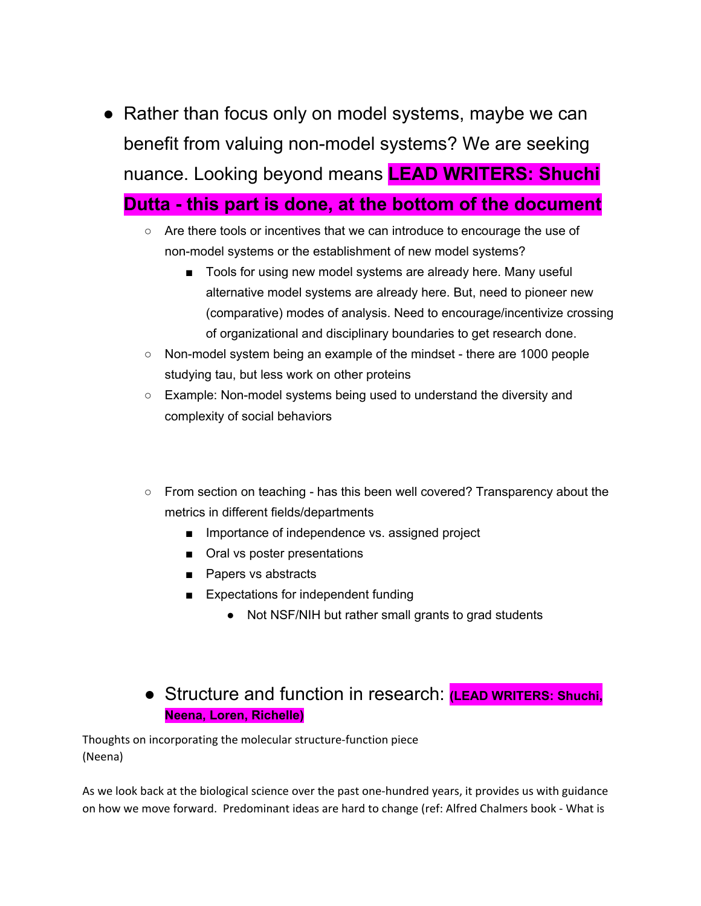- Rather than focus only on model systems, maybe we can benefit from valuing non-model systems? We are seeking nuance. Looking beyond means **LEAD WRITERS: Shuchi Dutta - this part is done, at the bottom of the document**
  - Are there tools or incentives that we can introduce to encourage the use of non-model systems or the establishment of new model systems?
    - Tools for using new model systems are already here. Many useful alternative model systems are already here. But, need to pioneer new (comparative) modes of analysis. Need to encourage/incentivize crossing of organizational and disciplinary boundaries to get research done.
  - Non-model system being an example of the mindset - there are 1000 people studying tau, but less work on other proteins
  - Example: Non-model systems being used to understand the diversity and complexity of social behaviors

  - From section on teaching - has this been well covered? Transparency about the metrics in different fields/departments
    - Importance of independence vs. assigned project
    - Oral vs poster presentations
    - Papers vs abstracts
    - Expectations for independent funding
      - Not NSF/NIH but rather small grants to grad students

- Structure and function in research: **(LEAD WRITERS: Shuchi, Neena, Loren, Richelle)**

Thoughts on incorporating the molecular structure-function piece
(Neena)

As we look back at the biological science over the past one-hundred years, it provides us with guidance on how we move forward. Predominant ideas are hard to change (ref: Alfred Chalmers book - What is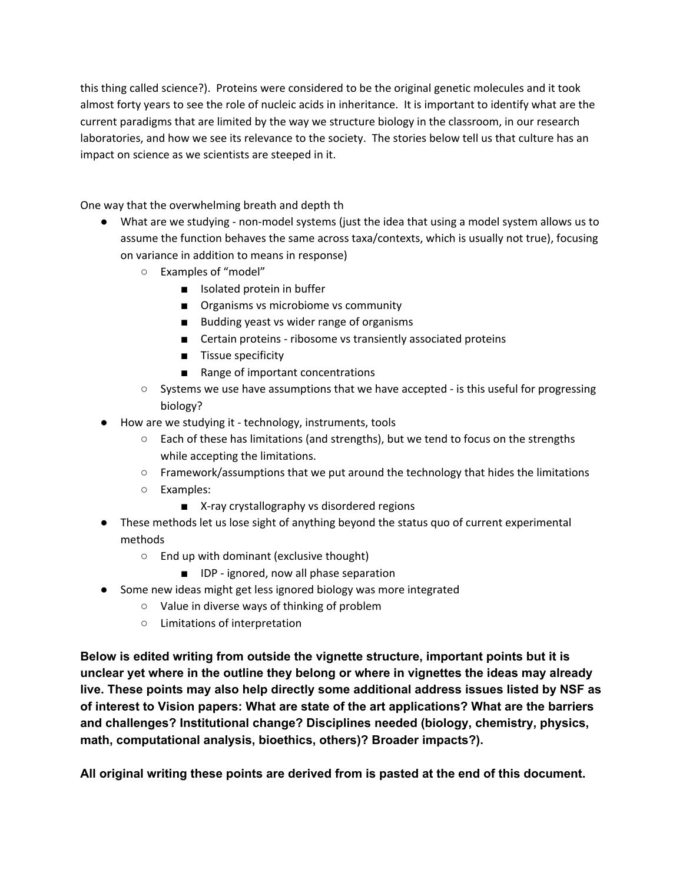this thing called science?). Proteins were considered to be the original genetic molecules and it took almost forty years to see the role of nucleic acids in inheritance. It is important to identify what are the current paradigms that are limited by the way we structure biology in the classroom, in our research laboratories, and how we see its relevance to the society. The stories below tell us that culture has an impact on science as we scientists are steeped in it.

One way that the overwhelming breath and depth th

- What are we studying - non-model systems (just the idea that using a model system allows us to assume the function behaves the same across taxa/contexts, which is usually not true), focusing on variance in addition to means in response)
  - Examples of "model"
    - Isolated protein in buffer
    - Organisms vs microbiome vs community
    - Budding yeast vs wider range of organisms
    - Certain proteins - ribosome vs transiently associated proteins
    - Tissue specificity
    - Range of important concentrations
  - Systems we use have assumptions that we have accepted - is this useful for progressing biology?
- How are we studying it - technology, instruments, tools
  - Each of these has limitations (and strengths), but we tend to focus on the strengths while accepting the limitations.
  - Framework/assumptions that we put around the technology that hides the limitations
  - Examples:
    - X-ray crystallography vs disordered regions
- These methods let us lose sight of anything beyond the status quo of current experimental methods
  - End up with dominant (exclusive thought)
    - IDP - ignored, now all phase separation
- Some new ideas might get less ignored biology was more integrated
  - Value in diverse ways of thinking of problem
  - Limitations of interpretation

**Below is edited writing from outside the vignette structure, important points but it is unclear yet where in the outline they belong or where in vignettes the ideas may already live. These points may also help directly some additional address issues listed by NSF as of interest to Vision papers: What are state of the art applications? What are the barriers and challenges? Institutional change? Disciplines needed (biology, chemistry, physics, math, computational analysis, bioethics, others)? Broader impacts?).**

**All original writing these points are derived from is pasted at the end of this document.**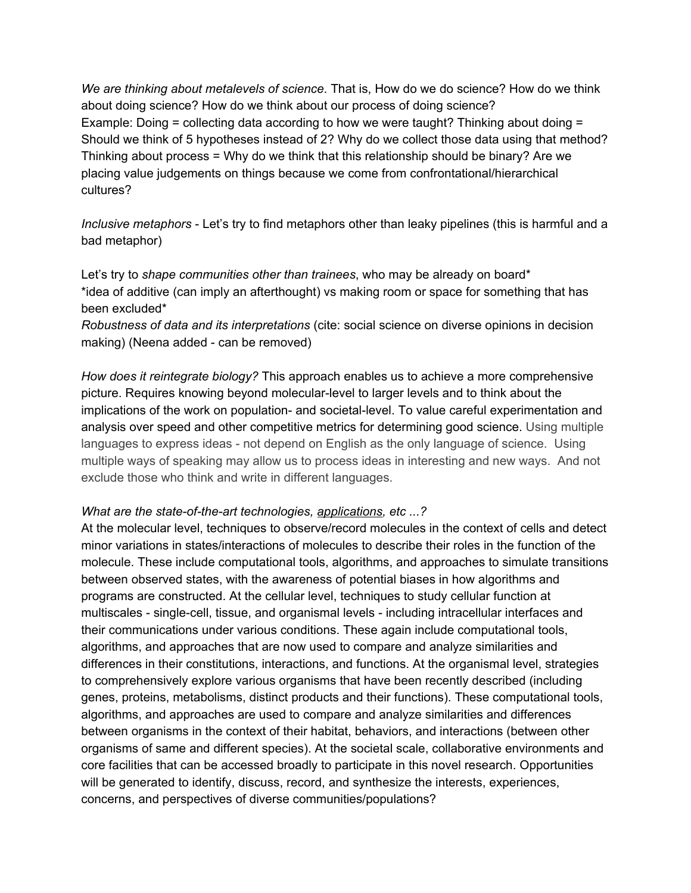*We are thinking about metalevels of science*. That is, How do we do science? How do we think about doing science? How do we think about our process of doing science?
Example: Doing = collecting data according to how we were taught? Thinking about doing = Should we think of 5 hypotheses instead of 2? Why do we collect those data using that method? Thinking about process = Why do we think that this relationship should be binary? Are we placing value judgements on things because we come from confrontational/hierarchical cultures?

*Inclusive metaphors* - Let's try to find metaphors other than leaky pipelines (this is harmful and a bad metaphor)

Let's try to *shape communities other than trainees*, who may be already on board*
*idea of additive (can imply an afterthought) vs making room or space for something that has been excluded*
*Robustness of data and its interpretations* (cite: social science on diverse opinions in decision making) (Neena added - can be removed)

*How does it reintegrate biology?* This approach enables us to achieve a more comprehensive picture. Requires knowing beyond molecular-level to larger levels and to think about the implications of the work on population- and societal-level. To value careful experimentation and analysis over speed and other competitive metrics for determining good science. Using multiple languages to express ideas - not depend on English as the only language of science. Using multiple ways of speaking may allow us to process ideas in interesting and new ways. And not exclude those who think and write in different languages.

*What are the state-of-the-art technologies, applications, etc ...?*
At the molecular level, techniques to observe/record molecules in the context of cells and detect minor variations in states/interactions of molecules to describe their roles in the function of the molecule. These include computational tools, algorithms, and approaches to simulate transitions between observed states, with the awareness of potential biases in how algorithms and programs are constructed. At the cellular level, techniques to study cellular function at multiscales - single-cell, tissue, and organismal levels - including intracellular interfaces and their communications under various conditions. These again include computational tools, algorithms, and approaches that are now used to compare and analyze similarities and differences in their constitutions, interactions, and functions. At the organismal level, strategies to comprehensively explore various organisms that have been recently described (including genes, proteins, metabolisms, distinct products and their functions). These computational tools, algorithms, and approaches are used to compare and analyze similarities and differences between organisms in the context of their habitat, behaviors, and interactions (between other organisms of same and different species). At the societal scale, collaborative environments and core facilities that can be accessed broadly to participate in this novel research. Opportunities will be generated to identify, discuss, record, and synthesize the interests, experiences, concerns, and perspectives of diverse communities/populations?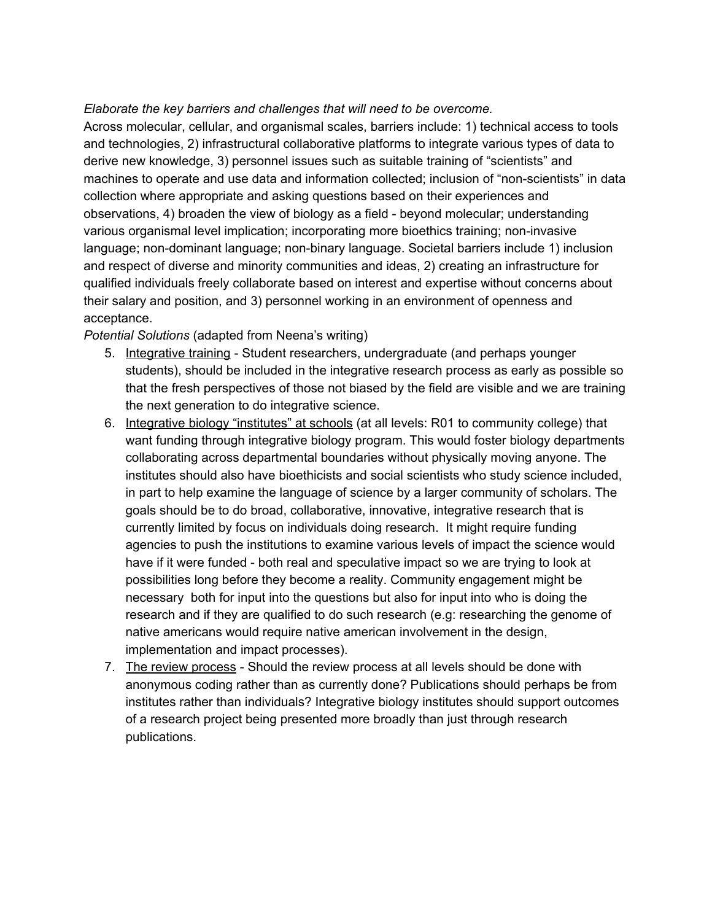*Elaborate the key barriers and challenges that will need to be overcome.*

Across molecular, cellular, and organismal scales, barriers include: 1) technical access to tools and technologies, 2) infrastructural collaborative platforms to integrate various types of data to derive new knowledge, 3) personnel issues such as suitable training of "scientists" and machines to operate and use data and information collected; inclusion of "non-scientists" in data collection where appropriate and asking questions based on their experiences and observations, 4) broaden the view of biology as a field - beyond molecular; understanding various organismal level implication; incorporating more bioethics training; non-invasive language; non-dominant language; non-binary language. Societal barriers include 1) inclusion and respect of diverse and minority communities and ideas, 2) creating an infrastructure for qualified individuals freely collaborate based on interest and expertise without concerns about their salary and position, and 3) personnel working in an environment of openness and acceptance.

*Potential Solutions* (adapted from Neena's writing)

5. Integrative training - Student researchers, undergraduate (and perhaps younger students), should be included in the integrative research process as early as possible so that the fresh perspectives of those not biased by the field are visible and we are training the next generation to do integrative science.
6. Integrative biology "institutes" at schools (at all levels: R01 to community college) that want funding through integrative biology program. This would foster biology departments collaborating across departmental boundaries without physically moving anyone. The institutes should also have bioethicists and social scientists who study science included, in part to help examine the language of science by a larger community of scholars. The goals should be to do broad, collaborative, innovative, integrative research that is currently limited by focus on individuals doing research. It might require funding agencies to push the institutions to examine various levels of impact the science would have if it were funded - both real and speculative impact so we are trying to look at possibilities long before they become a reality. Community engagement might be necessary both for input into the questions but also for input into who is doing the research and if they are qualified to do such research (e.g: researching the genome of native americans would require native american involvement in the design, implementation and impact processes).
7. The review process - Should the review process at all levels should be done with anonymous coding rather than as currently done? Publications should perhaps be from institutes rather than individuals? Integrative biology institutes should support outcomes of a research project being presented more broadly than just through research publications.